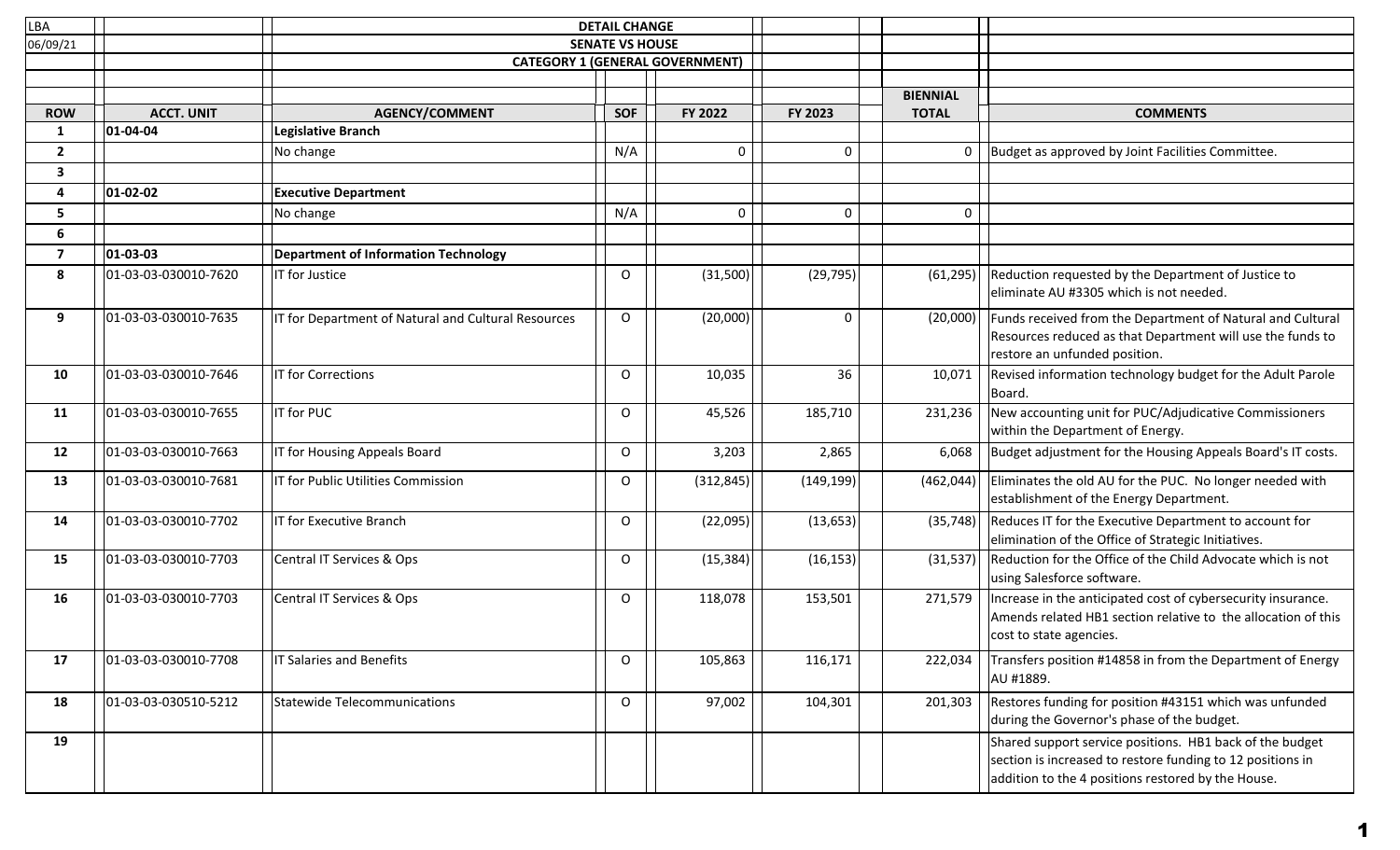LBA
06/09/21

**DETAIL CHANGE**
**SENATE VS HOUSE**
**CATEGORY 1 (GENERAL GOVERNMENT)**

| ROW | ACCT. UNIT | AGENCY/COMMENT | SOF | FY 2022 | FY 2023 | BIENNIAL TOTAL | COMMENTS |
|---|---|---|---|---|---|---|---|
| 1 | 01-04-04 | **Legislative Branch** | | | | | |
| 2 | | No change | N/A | 0 | 0 | 0 | Budget as approved by Joint Facilities Committee. |
| 3 | | | | | | | |
| 4 | 01-02-02 | **Executive Department** | | | | | |
| 5 | | No change | N/A | 0 | 0 | 0 | |
| 6 | | | | | | | |
| 7 | 01-03-03 | **Department of Information Technology** | | | | | |
| 8 | 01-03-03-030010-7620 | IT for Justice | O | (31,500) | (29,795) | (61,295) | Reduction requested by the Department of Justice to eliminate AU #3305 which is not needed. |
| 9 | 01-03-03-030010-7635 | IT for Department of Natural and Cultural Resources | O | (20,000) | 0 | (20,000) | Funds received from the Department of Natural and Cultural Resources reduced as that Department will use the funds to restore an unfunded position. |
| 10 | 01-03-03-030010-7646 | IT for Corrections | O | 10,035 | 36 | 10,071 | Revised information technology budget for the Adult Parole Board. |
| 11 | 01-03-03-030010-7655 | IT for PUC | O | 45,526 | 185,710 | 231,236 | New accounting unit for PUC/Adjudicative Commissioners within the Department of Energy. |
| 12 | 01-03-03-030010-7663 | IT for Housing Appeals Board | O | 3,203 | 2,865 | 6,068 | Budget adjustment for the Housing Appeals Board's IT costs. |
| 13 | 01-03-03-030010-7681 | IT for Public Utilities Commission | O | (312,845) | (149,199) | (462,044) | Eliminates the old AU for the PUC. No longer needed with establishment of the Energy Department. |
| 14 | 01-03-03-030010-7702 | IT for Executive Branch | O | (22,095) | (13,653) | (35,748) | Reduces IT for the Executive Department to account for elimination of the Office of Strategic Initiatives. |
| 15 | 01-03-03-030010-7703 | Central IT Services & Ops | O | (15,384) | (16,153) | (31,537) | Reduction for the Office of the Child Advocate which is not using Salesforce software. |
| 16 | 01-03-03-030010-7703 | Central IT Services & Ops | O | 118,078 | 153,501 | 271,579 | Increase in the anticipated cost of cybersecurity insurance. Amends related HB1 section relative to the allocation of this cost to state agencies. |
| 17 | 01-03-03-030010-7708 | IT Salaries and Benefits | O | 105,863 | 116,171 | 222,034 | Transfers position #14858 in from the Department of Energy AU #1889. |
| 18 | 01-03-03-030510-5212 | Statewide Telecommunications | O | 97,002 | 104,301 | 201,303 | Restores funding for position #43151 which was unfunded during the Governor's phase of the budget. |
| 19 | | | | | | | Shared support service positions. HB1 back of the budget section is increased to restore funding to 12 positions in addition to the 4 positions restored by the House. |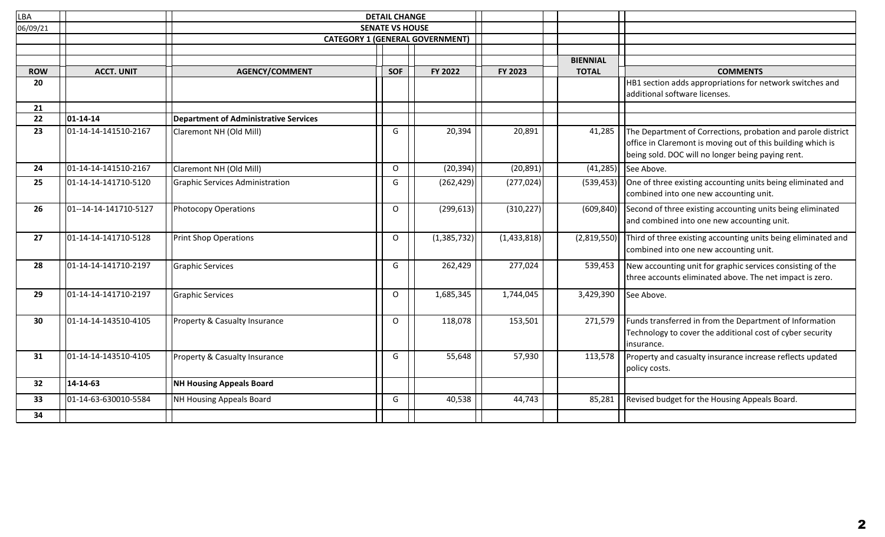LBA
06/09/21

**DETAIL CHANGE**
**SENATE VS HOUSE**
**CATEGORY 1 (GENERAL GOVERNMENT)**

| ROW | ACCT. UNIT | AGENCY/COMMENT | SOF | FY 2022 | FY 2023 | BIENNIAL TOTAL | COMMENTS |
|---|---|---|---|---|---|---|---|
| 20 | | | | | | | HB1 section adds appropriations for network switches and additional software licenses. |
| 21 | | | | | | | |
| 22 | **01-14-14** | **Department of Administrative Services** | | | | | |
| 23 | 01-14-14-141510-2167 | Claremont NH (Old Mill) | G | 20,394 | 20,891 | 41,285 | The Department of Corrections, probation and parole district office in Claremont is moving out of this building which is being sold. DOC will no longer being paying rent. |
| 24 | 01-14-14-141510-2167 | Claremont NH (Old Mill) | O | (20,394) | (20,891) | (41,285) | See Above. |
| 25 | 01-14-14-141710-5120 | Graphic Services Administration | G | (262,429) | (277,024) | (539,453) | One of three existing accounting units being eliminated and combined into one new accounting unit. |
| 26 | 01--14-14-141710-5127 | Photocopy Operations | O | (299,613) | (310,227) | (609,840) | Second of three existing accounting units being eliminated and combined into one new accounting unit. |
| 27 | 01-14-14-141710-5128 | Print Shop Operations | O | (1,385,732) | (1,433,818) | (2,819,550) | Third of three existing accounting units being eliminated and combined into one new accounting unit. |
| 28 | 01-14-14-141710-2197 | Graphic Services | G | 262,429 | 277,024 | 539,453 | New accounting unit for graphic services consisting of the three accounts eliminated above. The net impact is zero. |
| 29 | 01-14-14-141710-2197 | Graphic Services | O | 1,685,345 | 1,744,045 | 3,429,390 | See Above. |
| 30 | 01-14-14-143510-4105 | Property & Casualty Insurance | O | 118,078 | 153,501 | 271,579 | Funds transferred in from the Department of Information Technology to cover the additional cost of cyber security insurance. |
| 31 | 01-14-14-143510-4105 | Property & Casualty Insurance | G | 55,648 | 57,930 | 113,578 | Property and casualty insurance increase reflects updated policy costs. |
| 32 | **14-14-63** | **NH Housing Appeals Board** | | | | | |
| 33 | 01-14-63-630010-5584 | NH Housing Appeals Board | G | 40,538 | 44,743 | 85,281 | Revised budget for the Housing Appeals Board. |
| 34 | | | | | | | |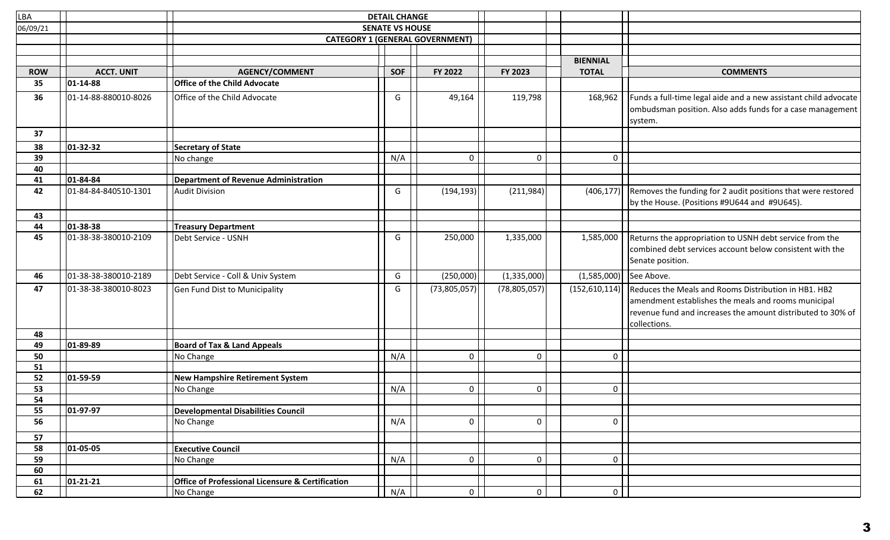LBA
06/09/21

**DETAIL CHANGE**
**SENATE VS HOUSE**
**CATEGORY 1 (GENERAL GOVERNMENT)**

| ROW | ACCT. UNIT | AGENCY/COMMENT | SOF | FY 2022 | FY 2023 | BIENNIAL TOTAL | COMMENTS |
|---|---|---|---|---|---|---|---|
| 35 | **01-14-88** | **Office of the Child Advocate** | | | | | |
| 36 | 01-14-88-880010-8026 | Office of the Child Advocate | G | 49,164 | 119,798 | 168,962 | Funds a full-time legal aide and a new assistant child advocate ombudsman position. Also adds funds for a case management system. |
| 37 | | | | | | | |
| 38 | **01-32-32** | **Secretary of State** | | | | | |
| 39 | | No change | N/A | 0 | 0 | 0 | |
| 40 | | | | | | | |
| 41 | **01-84-84** | **Department of Revenue Administration** | | | | | |
| 42 | 01-84-84-840510-1301 | Audit Division | G | (194,193) | (211,984) | (406,177) | Removes the funding for 2 audit positions that were restored by the House. (Positions #9U644 and #9U645). |
| 43 | | | | | | | |
| 44 | **01-38-38** | **Treasury Department** | | | | | |
| 45 | 01-38-38-380010-2109 | Debt Service - USNH | G | 250,000 | 1,335,000 | 1,585,000 | Returns the appropriation to USNH debt service from the combined debt services account below consistent with the Senate position. |
| 46 | 01-38-38-380010-2189 | Debt Service - Coll & Univ System | G | (250,000) | (1,335,000) | (1,585,000) | See Above. |
| 47 | 01-38-38-380010-8023 | Gen Fund Dist to Municipality | G | (73,805,057) | (78,805,057) | (152,610,114) | Reduces the Meals and Rooms Distribution in HB1. HB2 amendment establishes the meals and rooms municipal revenue fund and increases the amount distributed to 30% of collections. |
| 48 | | | | | | | |
| 49 | **01-89-89** | **Board of Tax & Land Appeals** | | | | | |
| 50 | | No Change | N/A | 0 | 0 | 0 | |
| 51 | | | | | | | |
| 52 | **01-59-59** | **New Hampshire Retirement System** | | | | | |
| 53 | | No Change | N/A | 0 | 0 | 0 | |
| 54 | | | | | | | |
| 55 | **01-97-97** | **Developmental Disabilities Council** | | | | | |
| 56 | | No Change | N/A | 0 | 0 | 0 | |
| 57 | | | | | | | |
| 58 | **01-05-05** | **Executive Council** | | | | | |
| 59 | | No Change | N/A | 0 | 0 | 0 | |
| 60 | | | | | | | |
| 61 | **01-21-21** | **Office of Professional Licensure & Certification** | | | | | |
| 62 | | No Change | N/A | 0 | 0 | 0 | |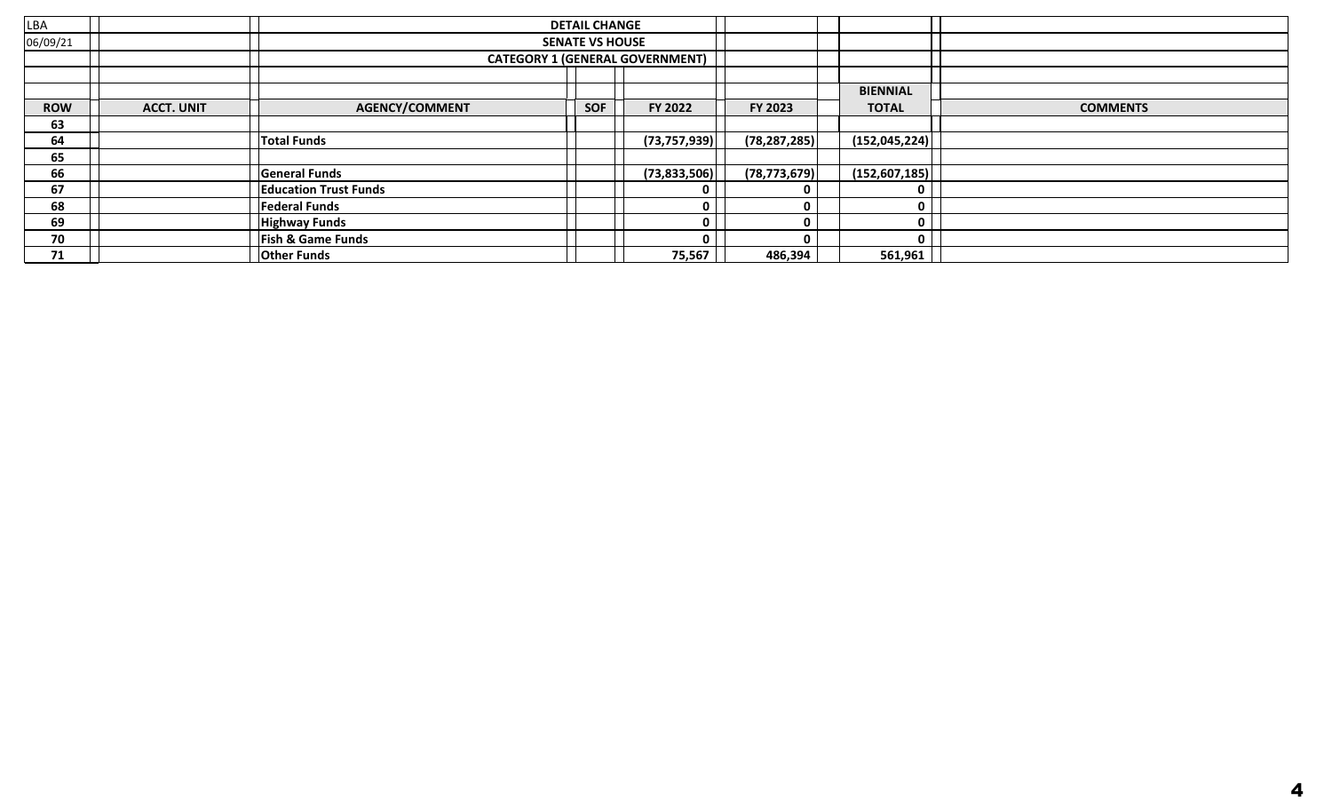LBA
06/09/21

**DETAIL CHANGE**
**SENATE VS HOUSE**
**CATEGORY 1 (GENERAL GOVERNMENT)**

| ROW | ACCT. UNIT | AGENCY/COMMENT | SOF | FY 2022 | FY 2023 | BIENNIAL TOTAL | COMMENTS |
|---|---|---|---|---|---|---|---|
| 63 | | | | | | | |
| 64 | | **Total Funds** | | (73,757,939) | (78,287,285) | (152,045,224) | |
| 65 | | | | | | | |
| 66 | | **General Funds** | | (73,833,506) | (78,773,679) | (152,607,185) | |
| 67 | | **Education Trust Funds** | | 0 | 0 | 0 | |
| 68 | | **Federal Funds** | | 0 | 0 | 0 | |
| 69 | | **Highway Funds** | | 0 | 0 | 0 | |
| 70 | | **Fish & Game Funds** | | 0 | 0 | 0 | |
| 71 | | **Other Funds** | | 75,567 | 486,394 | 561,961 | |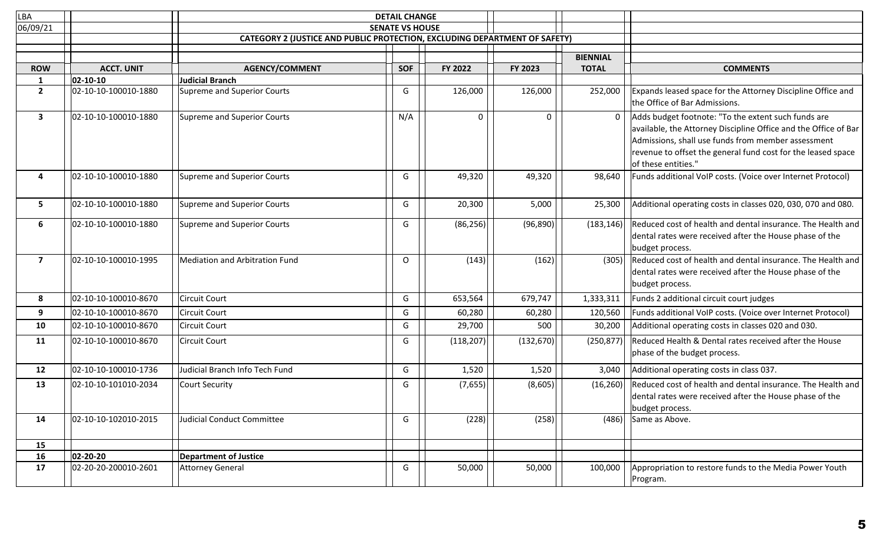LBA

06/09/21

**DETAIL CHANGE**

**SENATE VS HOUSE**

**CATEGORY 2 (JUSTICE AND PUBLIC PROTECTION, EXCLUDING DEPARTMENT OF SAFETY)**

| ROW | ACCT. UNIT | AGENCY/COMMENT | SOF | FY 2022 | FY 2023 | BIENNIAL TOTAL | COMMENTS |
|---|---|---|---|---|---|---|---|
| 1 | **02-10-10** | **Judicial Branch** | | | | | |
| 2 | 02-10-10-100010-1880 | Supreme and Superior Courts | G | 126,000 | 126,000 | 252,000 | Expands leased space for the Attorney Discipline Office and the Office of Bar Admissions. |
| 3 | 02-10-10-100010-1880 | Supreme and Superior Courts | N/A | 0 | 0 | 0 | Adds budget footnote: "To the extent such funds are available, the Attorney Discipline Office and the Office of Bar Admissions, shall use funds from member assessment revenue to offset the general fund cost for the leased space of these entities." |
| 4 | 02-10-10-100010-1880 | Supreme and Superior Courts | G | 49,320 | 49,320 | 98,640 | Funds additional VoIP costs. (Voice over Internet Protocol) |
| 5 | 02-10-10-100010-1880 | Supreme and Superior Courts | G | 20,300 | 5,000 | 25,300 | Additional operating costs in classes 020, 030, 070 and 080. |
| 6 | 02-10-10-100010-1880 | Supreme and Superior Courts | G | (86,256) | (96,890) | (183,146) | Reduced cost of health and dental insurance. The Health and dental rates were received after the House phase of the budget process. |
| 7 | 02-10-10-100010-1995 | Mediation and Arbitration Fund | O | (143) | (162) | (305) | Reduced cost of health and dental insurance. The Health and dental rates were received after the House phase of the budget process. |
| 8 | 02-10-10-100010-8670 | Circuit Court | G | 653,564 | 679,747 | 1,333,311 | Funds 2 additional circuit court judges |
| 9 | 02-10-10-100010-8670 | Circuit Court | G | 60,280 | 60,280 | 120,560 | Funds additional VoIP costs. (Voice over Internet Protocol) |
| 10 | 02-10-10-100010-8670 | Circuit Court | G | 29,700 | 500 | 30,200 | Additional operating costs in classes 020 and 030. |
| 11 | 02-10-10-100010-8670 | Circuit Court | G | (118,207) | (132,670) | (250,877) | Reduced Health & Dental rates received after the House phase of the budget process. |
| 12 | 02-10-10-100010-1736 | Judicial Branch Info Tech Fund | G | 1,520 | 1,520 | 3,040 | Additional operating costs in class 037. |
| 13 | 02-10-10-101010-2034 | Court Security | G | (7,655) | (8,605) | (16,260) | Reduced cost of health and dental insurance. The Health and dental rates were received after the House phase of the budget process. |
| 14 | 02-10-10-102010-2015 | Judicial Conduct Committee | G | (228) | (258) | (486) | Same as Above. |
| 15 | | | | | | | |
| 16 | **02-20-20** | **Department of Justice** | | | | | |
| 17 | 02-20-20-200010-2601 | Attorney General | G | 50,000 | 50,000 | 100,000 | Appropriation to restore funds to the Media Power Youth Program. |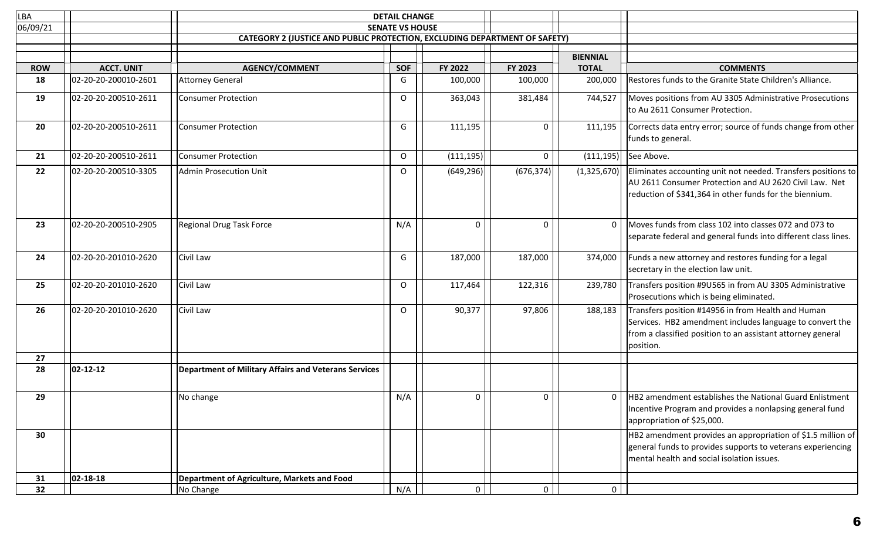LBA
06/09/21

**DETAIL CHANGE**
**SENATE VS HOUSE**
**CATEGORY 2 (JUSTICE AND PUBLIC PROTECTION, EXCLUDING DEPARTMENT OF SAFETY)**

| ROW | ACCT. UNIT | AGENCY/COMMENT | SOF | FY 2022 | FY 2023 | BIENNIAL TOTAL | COMMENTS |
|---|---|---|---|---|---|---|---|
| 18 | 02-20-20-200010-2601 | Attorney General | G | 100,000 | 100,000 | 200,000 | Restores funds to the Granite State Children's Alliance. |
| 19 | 02-20-20-200510-2611 | Consumer Protection | O | 363,043 | 381,484 | 744,527 | Moves positions from AU 3305 Administrative Prosecutions to Au 2611 Consumer Protection. |
| 20 | 02-20-20-200510-2611 | Consumer Protection | G | 111,195 | 0 | 111,195 | Corrects data entry error; source of funds change from other funds to general. |
| 21 | 02-20-20-200510-2611 | Consumer Protection | O | (111,195) | 0 | (111,195) | See Above. |
| 22 | 02-20-20-200510-3305 | Admin Prosecution Unit | O | (649,296) | (676,374) | (1,325,670) | Eliminates accounting unit not needed. Transfers positions to AU 2611 Consumer Protection and AU 2620 Civil Law. Net reduction of $341,364 in other funds for the biennium. |
| 23 | 02-20-20-200510-2905 | Regional Drug Task Force | N/A | 0 | 0 | 0 | Moves funds from class 102 into classes 072 and 073 to separate federal and general funds into different class lines. |
| 24 | 02-20-20-201010-2620 | Civil Law | G | 187,000 | 187,000 | 374,000 | Funds a new attorney and restores funding for a legal secretary in the election law unit. |
| 25 | 02-20-20-201010-2620 | Civil Law | O | 117,464 | 122,316 | 239,780 | Transfers position #9U565 in from AU 3305 Administrative Prosecutions which is being eliminated. |
| 26 | 02-20-20-201010-2620 | Civil Law | O | 90,377 | 97,806 | 188,183 | Transfers position #14956 in from Health and Human Services. HB2 amendment includes language to convert the from a classified position to an assistant attorney general position. |
| 27 | | | | | | | |
| 28 | **02-12-12** | **Department of Military Affairs and Veterans Services** | | | | | |
| 29 | | No change | N/A | 0 | 0 | 0 | HB2 amendment establishes the National Guard Enlistment Incentive Program and provides a nonlapsing general fund appropriation of $25,000. |
| 30 | | | | | | | HB2 amendment provides an appropriation of $1.5 million of general funds to provides supports to veterans experiencing mental health and social isolation issues. |
| 31 | **02-18-18** | **Department of Agriculture, Markets and Food** | | | | | |
| 32 | | No Change | N/A | 0 | 0 | 0 | |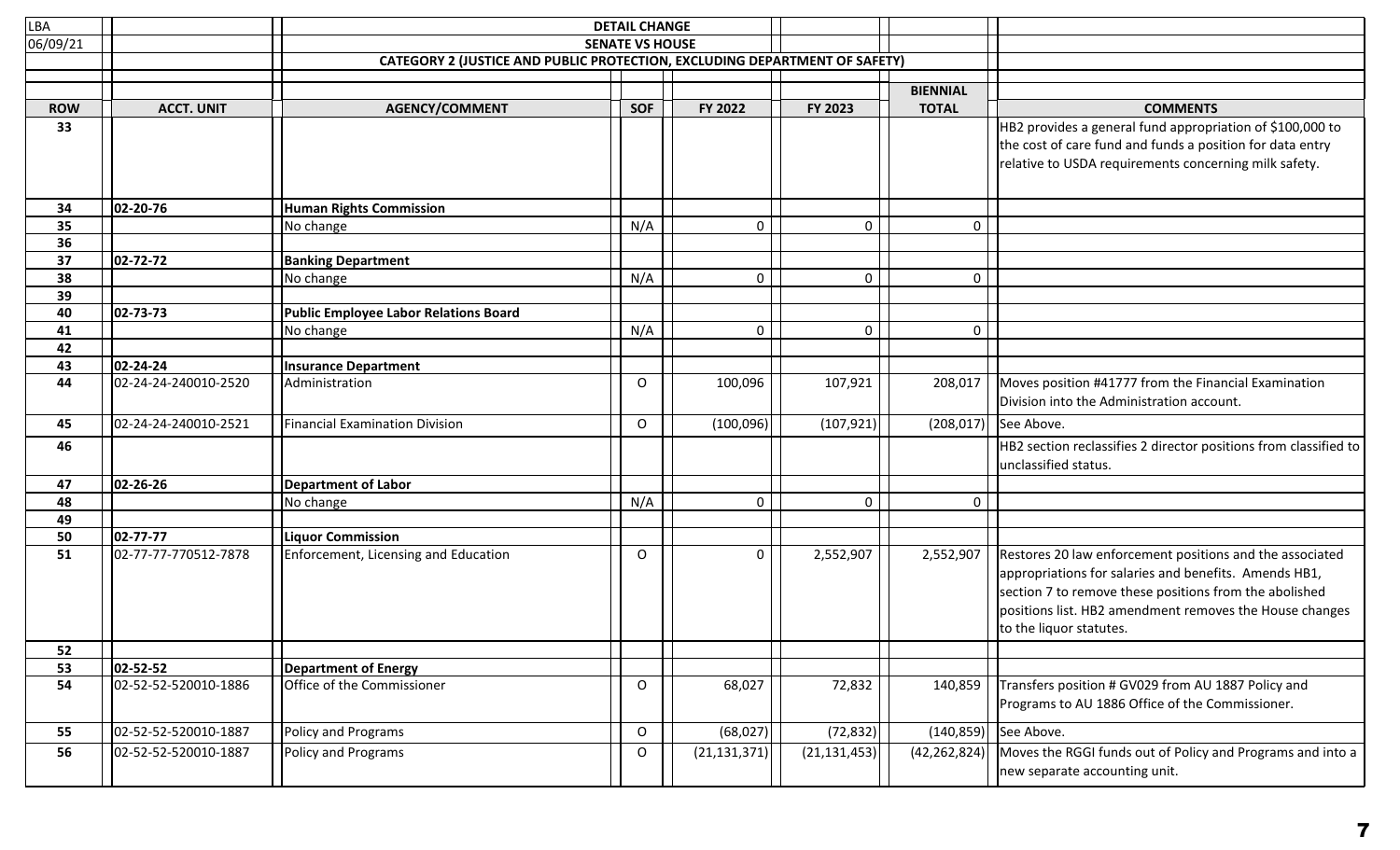LBA 06/09/21

**DETAIL CHANGE**
**SENATE VS HOUSE**
**CATEGORY 2 (JUSTICE AND PUBLIC PROTECTION, EXCLUDING DEPARTMENT OF SAFETY)**

| ROW | ACCT. UNIT | AGENCY/COMMENT | SOF | FY 2022 | FY 2023 | BIENNIAL TOTAL | COMMENTS |
|---|---|---|---|---|---|---|---|
| 33 | | | | | | | HB2 provides a general fund appropriation of $100,000 to the cost of care fund and funds a position for data entry relative to USDA requirements concerning milk safety. |
| 34 | 02-20-76 | **Human Rights Commission** | | | | | |
| 35 | | No change | N/A | 0 | 0 | 0 | |
| 36 | | | | | | | |
| 37 | 02-72-72 | **Banking Department** | | | | | |
| 38 | | No change | N/A | 0 | 0 | 0 | |
| 39 | | | | | | | |
| 40 | 02-73-73 | **Public Employee Labor Relations Board** | | | | | |
| 41 | | No change | N/A | 0 | 0 | 0 | |
| 42 | | | | | | | |
| 43 | 02-24-24 | **Insurance Department** | | | | | |
| 44 | 02-24-24-240010-2520 | Administration | O | 100,096 | 107,921 | 208,017 | Moves position #41777 from the Financial Examination Division into the Administration account. |
| 45 | 02-24-24-240010-2521 | Financial Examination Division | O | (100,096) | (107,921) | (208,017) | See Above. |
| 46 | | | | | | | HB2 section reclassifies 2 director positions from classified to unclassified status. |
| 47 | 02-26-26 | **Department of Labor** | | | | | |
| 48 | | No change | N/A | 0 | 0 | 0 | |
| 49 | | | | | | | |
| 50 | 02-77-77 | **Liquor Commission** | | | | | |
| 51 | 02-77-77-770512-7878 | Enforcement, Licensing and Education | O | 0 | 2,552,907 | 2,552,907 | Restores 20 law enforcement positions and the associated appropriations for salaries and benefits. Amends HB1, section 7 to remove these positions from the abolished positions list. HB2 amendment removes the House changes to the liquor statutes. |
| 52 | | | | | | | |
| 53 | 02-52-52 | **Department of Energy** | | | | | |
| 54 | 02-52-52-520010-1886 | Office of the Commissioner | O | 68,027 | 72,832 | 140,859 | Transfers position # GV029 from AU 1887 Policy and Programs to AU 1886 Office of the Commissioner. |
| 55 | 02-52-52-520010-1887 | Policy and Programs | O | (68,027) | (72,832) | (140,859) | See Above. |
| 56 | 02-52-52-520010-1887 | Policy and Programs | O | (21,131,371) | (21,131,453) | (42,262,824) | Moves the RGGI funds out of Policy and Programs and into a new separate accounting unit. |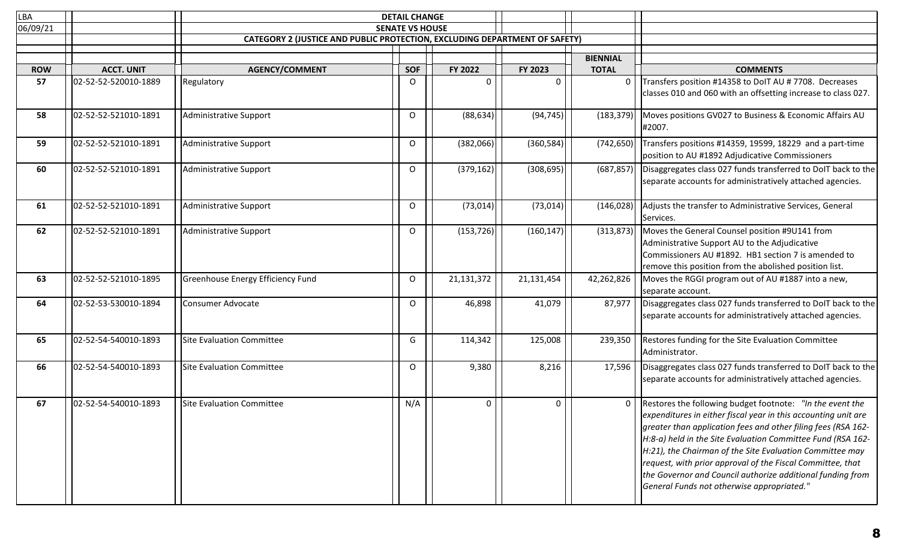LBA | DETAIL CHANGE

06/09/21 | SENATE VS HOUSE

CATEGORY 2 (JUSTICE AND PUBLIC PROTECTION, EXCLUDING DEPARTMENT OF SAFETY)

| ROW | ACCT. UNIT | AGENCY/COMMENT | SOF | FY 2022 | FY 2023 | BIENNIAL TOTAL | COMMENTS |
|---|---|---|---|---|---|---|---|
| 57 | 02-52-52-520010-1889 | Regulatory | O | 0 | 0 | 0 | Transfers position #14358 to DoIT AU # 7708. Decreases classes 010 and 060 with an offsetting increase to class 027. |
| 58 | 02-52-52-521010-1891 | Administrative Support | O | (88,634) | (94,745) | (183,379) | Moves positions GV027 to Business & Economic Affairs AU #2007. |
| 59 | 02-52-52-521010-1891 | Administrative Support | O | (382,066) | (360,584) | (742,650) | Transfers positions #14359, 19599, 18229 and a part-time position to AU #1892 Adjudicative Commissioners |
| 60 | 02-52-52-521010-1891 | Administrative Support | O | (379,162) | (308,695) | (687,857) | Disaggregates class 027 funds transferred to DoIT back to the separate accounts for administratively attached agencies. |
| 61 | 02-52-52-521010-1891 | Administrative Support | O | (73,014) | (73,014) | (146,028) | Adjusts the transfer to Administrative Services, General Services. |
| 62 | 02-52-52-521010-1891 | Administrative Support | O | (153,726) | (160,147) | (313,873) | Moves the General Counsel position #9U141 from Administrative Support AU to the Adjudicative Commissioners AU #1892. HB1 section 7 is amended to remove this position from the abolished position list. |
| 63 | 02-52-52-521010-1895 | Greenhouse Energy Efficiency Fund | O | 21,131,372 | 21,131,454 | 42,262,826 | Moves the RGGI program out of AU #1887 into a new, separate account. |
| 64 | 02-52-53-530010-1894 | Consumer Advocate | O | 46,898 | 41,079 | 87,977 | Disaggregates class 027 funds transferred to DoIT back to the separate accounts for administratively attached agencies. |
| 65 | 02-52-54-540010-1893 | Site Evaluation Committee | G | 114,342 | 125,008 | 239,350 | Restores funding for the Site Evaluation Committee Administrator. |
| 66 | 02-52-54-540010-1893 | Site Evaluation Committee | O | 9,380 | 8,216 | 17,596 | Disaggregates class 027 funds transferred to DoIT back to the separate accounts for administratively attached agencies. |
| 67 | 02-52-54-540010-1893 | Site Evaluation Committee | N/A | 0 | 0 | 0 | Restores the following budget footnote: *"In the event the expenditures in either fiscal year in this accounting unit are greater than application fees and other filing fees (RSA 162-H:8-a) held in the Site Evaluation Committee Fund (RSA 162-H:21), the Chairman of the Site Evaluation Committee may request, with prior approval of the Fiscal Committee, that the Governor and Council authorize additional funding from General Funds not otherwise appropriated."* |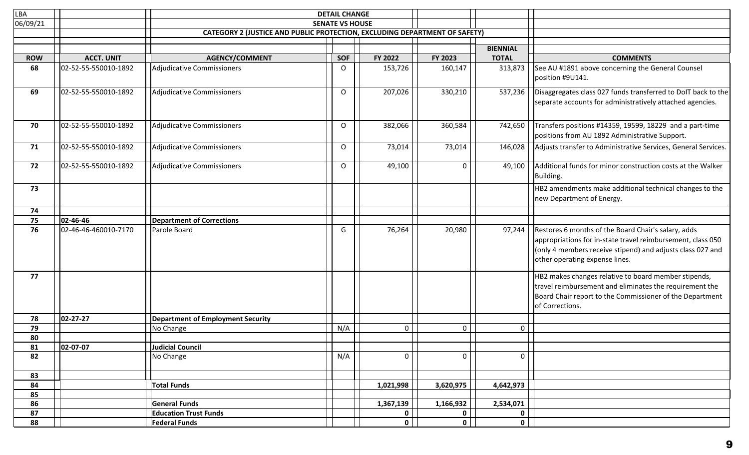| LBA | | DETAIL CHANGE | | | | | |
|---|---|---|---|---|---|---|---|
| 06/09/21 | | SENATE VS HOUSE | | | | | |
| | | CATEGORY 2 (JUSTICE AND PUBLIC PROTECTION, EXCLUDING DEPARTMENT OF SAFETY) | | | | | |
| **ROW** | **ACCT. UNIT** | **AGENCY/COMMENT** | **SOF** | **FY 2022** | **FY 2023** | **BIENNIAL TOTAL** | **COMMENTS** |
| 68 | 02-52-55-550010-1892 | Adjudicative Commissioners | O | 153,726 | 160,147 | 313,873 | See AU #1891 above concerning the General Counsel position #9U141. |
| 69 | 02-52-55-550010-1892 | Adjudicative Commissioners | O | 207,026 | 330,210 | 537,236 | Disaggregates class 027 funds transferred to DoIT back to the separate accounts for administratively attached agencies. |
| 70 | 02-52-55-550010-1892 | Adjudicative Commissioners | O | 382,066 | 360,584 | 742,650 | Transfers positions #14359, 19599, 18229 and a part-time positions from AU 1892 Administrative Support. |
| 71 | 02-52-55-550010-1892 | Adjudicative Commissioners | O | 73,014 | 73,014 | 146,028 | Adjusts transfer to Administrative Services, General Services. |
| 72 | 02-52-55-550010-1892 | Adjudicative Commissioners | O | 49,100 | 0 | 49,100 | Additional funds for minor construction costs at the Walker Building. |
| 73 | | | | | | | HB2 amendments make additional technical changes to the new Department of Energy. |
| 74 | | | | | | | |
| 75 | **02-46-46** | **Department of Corrections** | | | | | |
| 76 | 02-46-46-460010-7170 | Parole Board | G | 76,264 | 20,980 | 97,244 | Restores 6 months of the Board Chair's salary, adds appropriations for in-state travel reimbursement, class 050 (only 4 members receive stipend) and adjusts class 027 and other operating expense lines. |
| 77 | | | | | | | HB2 makes changes relative to board member stipends, travel reimbursement and eliminates the requirement the Board Chair report to the Commissioner of the Department of Corrections. |
| 78 | **02-27-27** | **Department of Employment Security** | | | | | |
| 79 | | No Change | N/A | 0 | 0 | 0 | |
| 80 | | | | | | | |
| 81 | **02-07-07** | **Judicial Council** | | | | | |
| 82 | | No Change | N/A | 0 | 0 | 0 | |
| 83 | | | | | | | |
| 84 | | **Total Funds** | | **1,021,998** | **3,620,975** | **4,642,973** | |
| 85 | | | | | | | |
| 86 | | **General Funds** | | **1,367,139** | **1,166,932** | **2,534,071** | |
| 87 | | **Education Trust Funds** | | **0** | **0** | **0** | |
| 88 | | **Federal Funds** | | **0** | **0** | **0** | |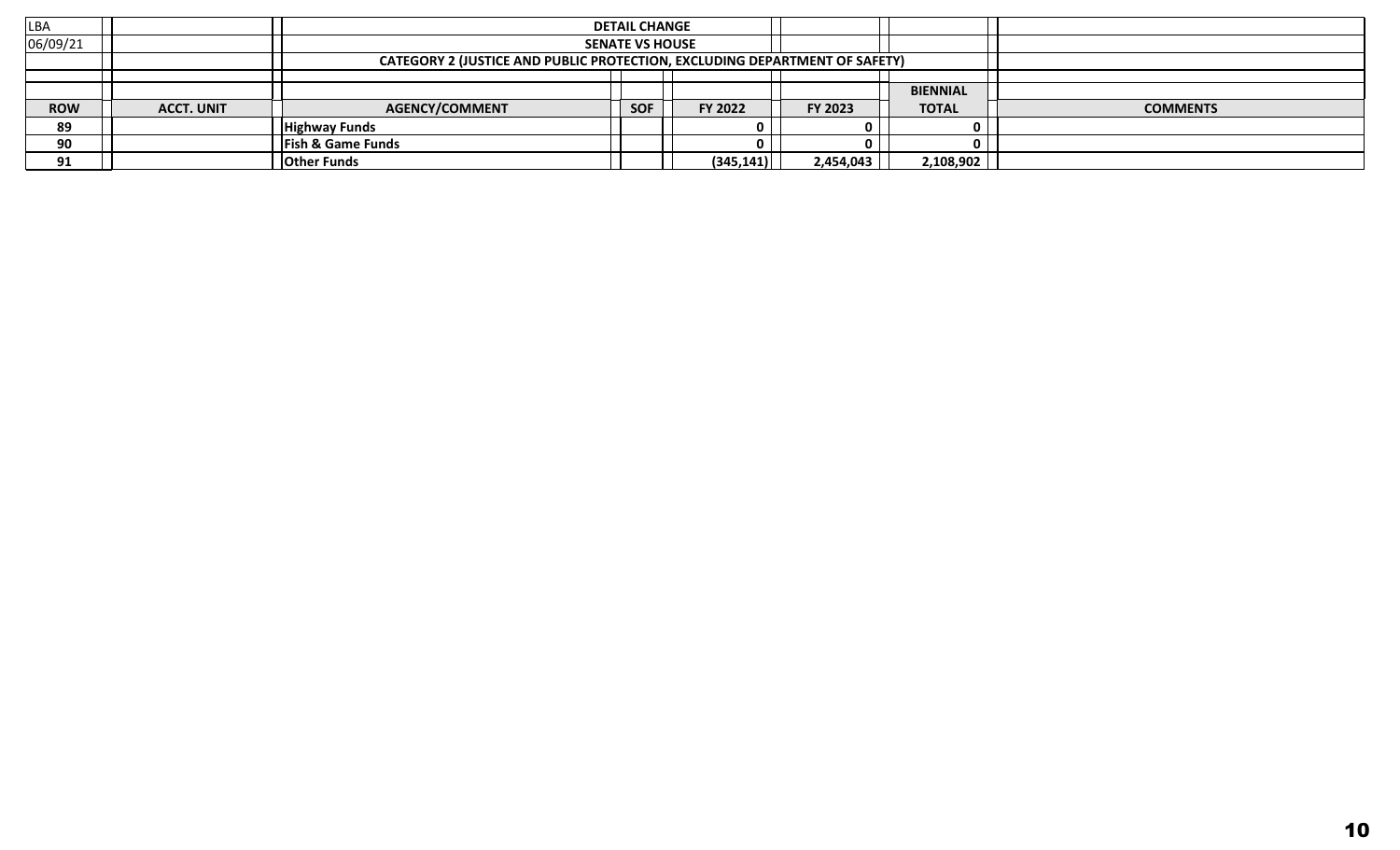| LBA | | DETAIL CHANGE | | | | | |
|---|---|---|---|---|---|---|---|
| 06/09/21 | | SENATE VS HOUSE | | | | | |
| | | CATEGORY 2 (JUSTICE AND PUBLIC PROTECTION, EXCLUDING DEPARTMENT OF SAFETY) | | | | | |
| | | | | | | | |
| | | | | | | BIENNIAL | |
| **ROW** | **ACCT. UNIT** | **AGENCY/COMMENT** | **SOF** | **FY 2022** | **FY 2023** | **TOTAL** | **COMMENTS** |
| 89 | | **Highway Funds** | | 0 | 0 | 0 | |
| 90 | | **Fish & Game Funds** | | 0 | 0 | 0 | |
| 91 | | **Other Funds** | | (345,141) | 2,454,043 | 2,108,902 | |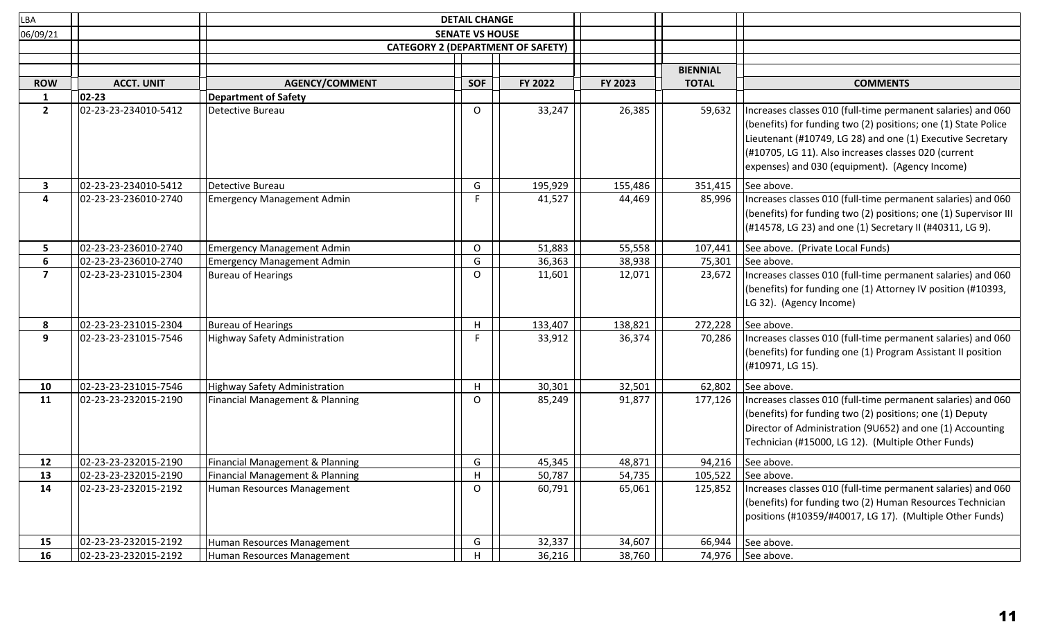LBA

06/09/21

**DETAIL CHANGE**

**SENATE VS HOUSE**

**CATEGORY 2 (DEPARTMENT OF SAFETY)**

| ROW | ACCT. UNIT | AGENCY/COMMENT | SOF | FY 2022 | FY 2023 | BIENNIAL TOTAL | COMMENTS |
|---|---|---|---|---|---|---|---|
| 1 | 02-23 | **Department of Safety** | | | | | |
| 2 | 02-23-23-234010-5412 | Detective Bureau | O | 33,247 | 26,385 | 59,632 | Increases classes 010 (full-time permanent salaries) and 060 (benefits) for funding two (2) positions; one (1) State Police Lieutenant (#10749, LG 28) and one (1) Executive Secretary (#10705, LG 11). Also increases classes 020 (current expenses) and 030 (equipment). (Agency Income) |
| 3 | 02-23-23-234010-5412 | Detective Bureau | G | 195,929 | 155,486 | 351,415 | See above. |
| 4 | 02-23-23-236010-2740 | Emergency Management Admin | F | 41,527 | 44,469 | 85,996 | Increases classes 010 (full-time permanent salaries) and 060 (benefits) for funding two (2) positions; one (1) Supervisor III (#14578, LG 23) and one (1) Secretary II (#40311, LG 9). |
| 5 | 02-23-23-236010-2740 | Emergency Management Admin | O | 51,883 | 55,558 | 107,441 | See above. (Private Local Funds) |
| 6 | 02-23-23-236010-2740 | Emergency Management Admin | G | 36,363 | 38,938 | 75,301 | See above. |
| 7 | 02-23-23-231015-2304 | Bureau of Hearings | O | 11,601 | 12,071 | 23,672 | Increases classes 010 (full-time permanent salaries) and 060 (benefits) for funding one (1) Attorney IV position (#10393, LG 32). (Agency Income) |
| 8 | 02-23-23-231015-2304 | Bureau of Hearings | H | 133,407 | 138,821 | 272,228 | See above. |
| 9 | 02-23-23-231015-7546 | Highway Safety Administration | F | 33,912 | 36,374 | 70,286 | Increases classes 010 (full-time permanent salaries) and 060 (benefits) for funding one (1) Program Assistant II position (#10971, LG 15). |
| 10 | 02-23-23-231015-7546 | Highway Safety Administration | H | 30,301 | 32,501 | 62,802 | See above. |
| 11 | 02-23-23-232015-2190 | Financial Management & Planning | O | 85,249 | 91,877 | 177,126 | Increases classes 010 (full-time permanent salaries) and 060 (benefits) for funding two (2) positions; one (1) Deputy Director of Administration (9U652) and one (1) Accounting Technician (#15000, LG 12). (Multiple Other Funds) |
| 12 | 02-23-23-232015-2190 | Financial Management & Planning | G | 45,345 | 48,871 | 94,216 | See above. |
| 13 | 02-23-23-232015-2190 | Financial Management & Planning | H | 50,787 | 54,735 | 105,522 | See above. |
| 14 | 02-23-23-232015-2192 | Human Resources Management | O | 60,791 | 65,061 | 125,852 | Increases classes 010 (full-time permanent salaries) and 060 (benefits) for funding two (2) Human Resources Technician positions (#10359/#40017, LG 17). (Multiple Other Funds) |
| 15 | 02-23-23-232015-2192 | Human Resources Management | G | 32,337 | 34,607 | 66,944 | See above. |
| 16 | 02-23-23-232015-2192 | Human Resources Management | H | 36,216 | 38,760 | 74,976 | See above. |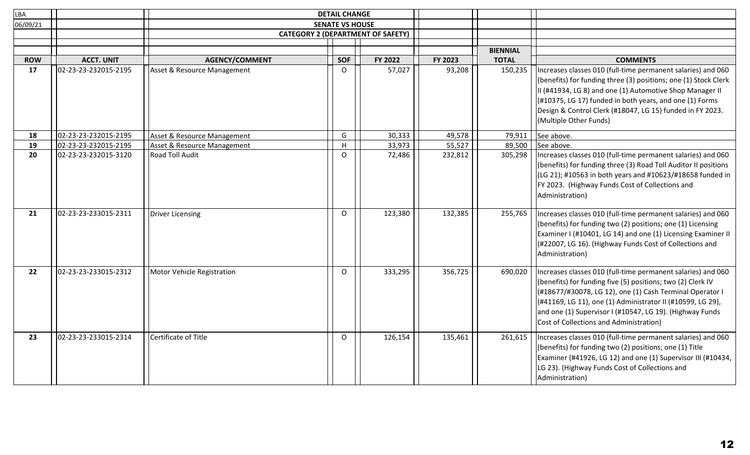| LBA | | DETAIL CHANGE | | | | | |
|---|---|---|---|---|---|---|---|
| 06/09/21 | | SENATE VS HOUSE | | | | | |
| | | CATEGORY 2 (DEPARTMENT OF SAFETY) | | | | | |
| | | | | | | **BIENNIAL** | |
| **ROW** | **ACCT. UNIT** | **AGENCY/COMMENT** | **SOF** | **FY 2022** | **FY 2023** | **TOTAL** | **COMMENTS** |
| **17** | 02-23-23-232015-2195 | Asset & Resource Management | O | 57,027 | 93,208 | 150,235 | Increases classes 010 (full-time permanent salaries) and 060 (benefits) for funding three (3) positions; one (1) Stock Clerk II (#41934, LG 8) and one (1) Automotive Shop Manager II (#10375, LG 17) funded in both years, and one (1) Forms Design & Control Clerk (#18047, LG 15) funded in FY 2023. (Multiple Other Funds) |
| **18** | 02-23-23-232015-2195 | Asset & Resource Management | G | 30,333 | 49,578 | 79,911 | See above. |
| **19** | 02-23-23-232015-2195 | Asset & Resource Management | H | 33,973 | 55,527 | 89,500 | See above. |
| **20** | 02-23-23-232015-3120 | Road Toll Audit | O | 72,486 | 232,812 | 305,298 | Increases classes 010 (full-time permanent salaries) and 060 (benefits) for funding three (3) Road Toll Auditor II positions (LG 21); #10563 in both years and #10623/#18658 funded in FY 2023. (Highway Funds Cost of Collections and Administration) |
| **21** | 02-23-23-233015-2311 | Driver Licensing | O | 123,380 | 132,385 | 255,765 | Increases classes 010 (full-time permanent salaries) and 060 (benefits) for funding two (2) positions; one (1) Licensing Examiner I (#10401, LG 14) and one (1) Licensing Examiner II (#22007, LG 16). (Highway Funds Cost of Collections and Administration) |
| **22** | 02-23-23-233015-2312 | Motor Vehicle Registration | O | 333,295 | 356,725 | 690,020 | Increases classes 010 (full-time permanent salaries) and 060 (benefits) for funding five (5) positions; two (2) Clerk IV (#18677/#30078, LG 12), one (1) Cash Terminal Operator I (#41169, LG 11), one (1) Administrator II (#10599, LG 29), and one (1) Supervisor I (#10547, LG 19). (Highway Funds Cost of Collections and Administration) |
| **23** | 02-23-23-233015-2314 | Certificate of Title | O | 126,154 | 135,461 | 261,615 | Increases classes 010 (full-time permanent salaries) and 060 (benefits) for funding two (2) positions; one (1) Title Examiner (#41926, LG 12) and one (1) Supervisor III (#10434, LG 23). (Highway Funds Cost of Collections and Administration) |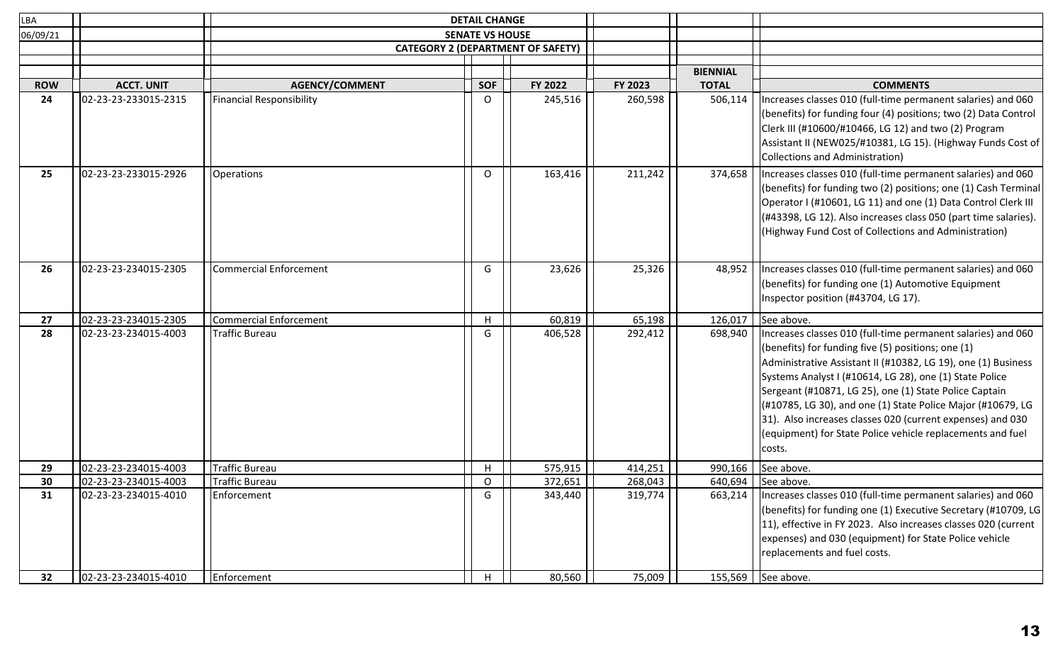| LBA | | DETAIL CHANGE | | | | | |
|---|---|---|---|---|---|---|---|
| 06/09/21 | | SENATE VS HOUSE | | | | | |
| | | CATEGORY 2 (DEPARTMENT OF SAFETY) | | | | | |
| | | | | | | BIENNIAL | |
| ROW | ACCT. UNIT | AGENCY/COMMENT | SOF | FY 2022 | FY 2023 | TOTAL | COMMENTS |
| 24 | 02-23-23-233015-2315 | Financial Responsibility | O | 245,516 | 260,598 | 506,114 | Increases classes 010 (full-time permanent salaries) and 060 (benefits) for funding four (4) positions; two (2) Data Control Clerk III (#10600/#10466, LG 12) and two (2) Program Assistant II (NEW025/#10381, LG 15). (Highway Funds Cost of Collections and Administration) |
| 25 | 02-23-23-233015-2926 | Operations | O | 163,416 | 211,242 | 374,658 | Increases classes 010 (full-time permanent salaries) and 060 (benefits) for funding two (2) positions; one (1) Cash Terminal Operator I (#10601, LG 11) and one (1) Data Control Clerk III (#43398, LG 12). Also increases class 050 (part time salaries). (Highway Fund Cost of Collections and Administration) |
| 26 | 02-23-23-234015-2305 | Commercial Enforcement | G | 23,626 | 25,326 | 48,952 | Increases classes 010 (full-time permanent salaries) and 060 (benefits) for funding one (1) Automotive Equipment Inspector position (#43704, LG 17). |
| 27 | 02-23-23-234015-2305 | Commercial Enforcement | H | 60,819 | 65,198 | 126,017 | See above. |
| 28 | 02-23-23-234015-4003 | Traffic Bureau | G | 406,528 | 292,412 | 698,940 | Increases classes 010 (full-time permanent salaries) and 060 (benefits) for funding five (5) positions; one (1) Administrative Assistant II (#10382, LG 19), one (1) Business Systems Analyst I (#10614, LG 28), one (1) State Police Sergeant (#10871, LG 25), one (1) State Police Captain (#10785, LG 30), and one (1) State Police Major (#10679, LG 31). Also increases classes 020 (current expenses) and 030 (equipment) for State Police vehicle replacements and fuel costs. |
| 29 | 02-23-23-234015-4003 | Traffic Bureau | H | 575,915 | 414,251 | 990,166 | See above. |
| 30 | 02-23-23-234015-4003 | Traffic Bureau | O | 372,651 | 268,043 | 640,694 | See above. |
| 31 | 02-23-23-234015-4010 | Enforcement | G | 343,440 | 319,774 | 663,214 | Increases classes 010 (full-time permanent salaries) and 060 (benefits) for funding one (1) Executive Secretary (#10709, LG 11), effective in FY 2023. Also increases classes 020 (current expenses) and 030 (equipment) for State Police vehicle replacements and fuel costs. |
| 32 | 02-23-23-234015-4010 | Enforcement | H | 80,560 | 75,009 | 155,569 | See above. |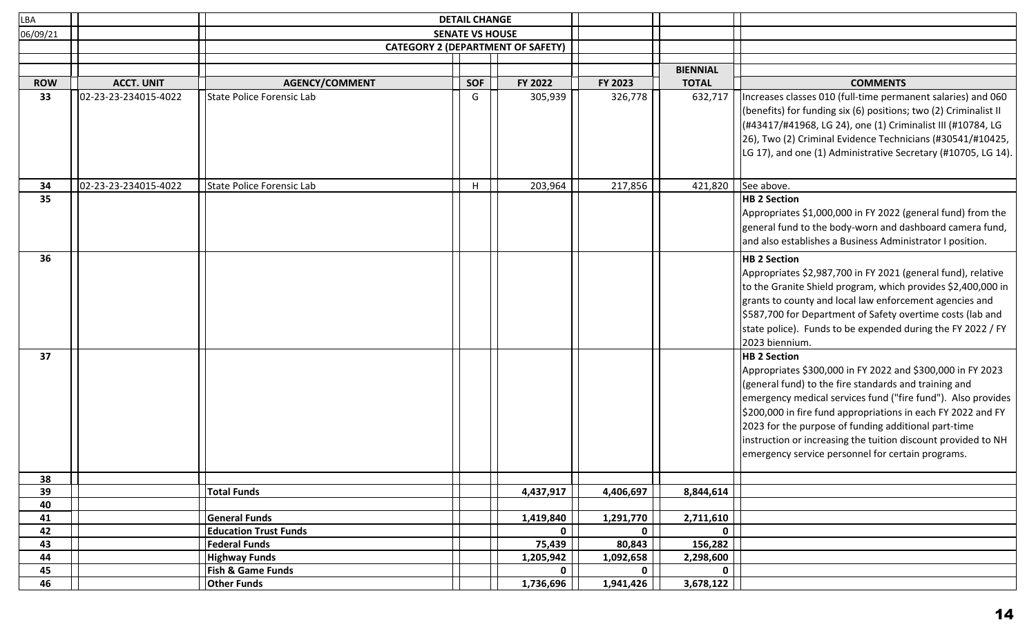| LBA | | DETAIL CHANGE | | | | | |
|---|---|---|---|---|---|---|---|
| 06/09/21 | | SENATE VS HOUSE | | | | | |
| | | CATEGORY 2 (DEPARTMENT OF SAFETY) | | | | | |
| | | | | | | BIENNIAL | |
| ROW | ACCT. UNIT | AGENCY/COMMENT | SOF | FY 2022 | FY 2023 | TOTAL | COMMENTS |
| 33 | 02-23-23-234015-4022 | State Police Forensic Lab | G | 305,939 | 326,778 | 632,717 | Increases classes 010 (full-time permanent salaries) and 060 (benefits) for funding six (6) positions; two (2) Criminalist II (#43417/#41968, LG 24), one (1) Criminalist III (#10784, LG 26), Two (2) Criminal Evidence Technicians (#30541/#10425, LG 17), and one (1) Administrative Secretary (#10705, LG 14). |
| 34 | 02-23-23-234015-4022 | State Police Forensic Lab | H | 203,964 | 217,856 | 421,820 | See above. |
| 35 | | | | | | | **HB 2 Section** Appropriates $1,000,000 in FY 2022 (general fund) from the general fund to the body-worn and dashboard camera fund, and also establishes a Business Administrator I position. |
| 36 | | | | | | | **HB 2 Section** Appropriates $2,987,700 in FY 2021 (general fund), relative to the Granite Shield program, which provides $2,400,000 in grants to county and local law enforcement agencies and $587,700 for Department of Safety overtime costs (lab and state police). Funds to be expended during the FY 2022 / FY 2023 biennium. |
| 37 | | | | | | | **HB 2 Section** Appropriates $300,000 in FY 2022 and $300,000 in FY 2023 (general fund) to the fire standards and training and emergency medical services fund ("fire fund"). Also provides $200,000 in fire fund appropriations in each FY 2022 and FY 2023 for the purpose of funding additional part-time instruction or increasing the tuition discount provided to NH emergency service personnel for certain programs. |
| 38 | | | | | | | |
| 39 | | **Total Funds** | | 4,437,917 | 4,406,697 | 8,844,614 | |
| 40 | | | | | | | |
| 41 | | **General Funds** | | 1,419,840 | 1,291,770 | 2,711,610 | |
| 42 | | **Education Trust Funds** | | 0 | 0 | 0 | |
| 43 | | **Federal Funds** | | 75,439 | 80,843 | 156,282 | |
| 44 | | **Highway Funds** | | 1,205,942 | 1,092,658 | 2,298,600 | |
| 45 | | **Fish & Game Funds** | | 0 | 0 | 0 | |
| 46 | | **Other Funds** | | 1,736,696 | 1,941,426 | 3,678,122 | |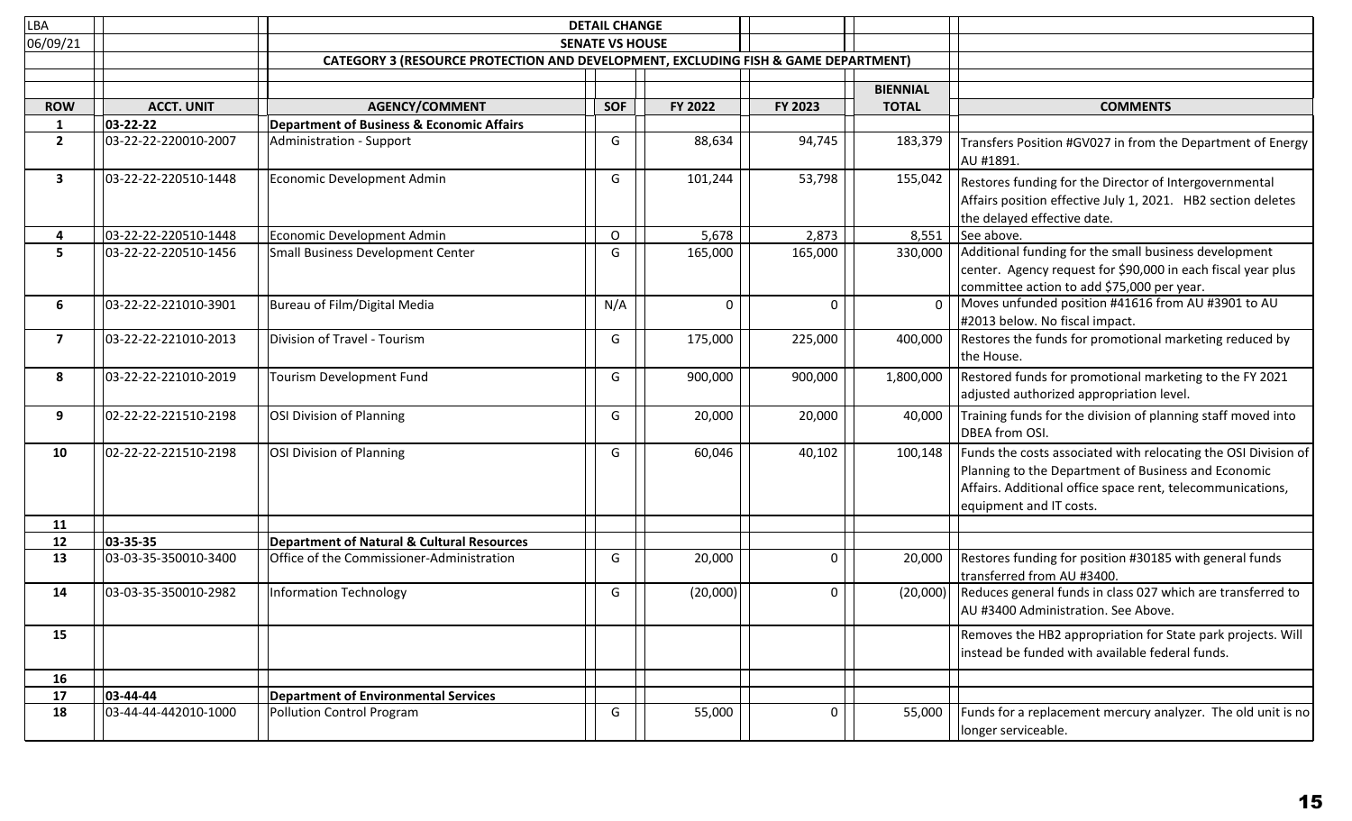| LBA | | DETAIL CHANGE | | | | | |
|---|---|---|---|---|---|---|---|
| 06/09/21 | | SENATE VS HOUSE | | | | | |
| | | CATEGORY 3 (RESOURCE PROTECTION AND DEVELOPMENT, EXCLUDING FISH & GAME DEPARTMENT) | | | | | |
| | | | | | | BIENNIAL | |
| **ROW** | **ACCT. UNIT** | **AGENCY/COMMENT** | **SOF** | **FY 2022** | **FY 2023** | **TOTAL** | **COMMENTS** |
| 1 | **03-22-22** | **Department of Business & Economic Affairs** | | | | | |
| 2 | 03-22-22-220010-2007 | Administration - Support | G | 88,634 | 94,745 | 183,379 | Transfers Position #GV027 in from the Department of Energy AU #1891. |
| 3 | 03-22-22-220510-1448 | Economic Development Admin | G | 101,244 | 53,798 | 155,042 | Restores funding for the Director of Intergovernmental Affairs position effective July 1, 2021. HB2 section deletes the delayed effective date. |
| 4 | 03-22-22-220510-1448 | Economic Development Admin | O | 5,678 | 2,873 | 8,551 | See above. |
| 5 | 03-22-22-220510-1456 | Small Business Development Center | G | 165,000 | 165,000 | 330,000 | Additional funding for the small business development center. Agency request for $90,000 in each fiscal year plus committee action to add $75,000 per year. |
| 6 | 03-22-22-221010-3901 | Bureau of Film/Digital Media | N/A | 0 | 0 | 0 | Moves unfunded position #41616 from AU #3901 to AU #2013 below. No fiscal impact. |
| 7 | 03-22-22-221010-2013 | Division of Travel - Tourism | G | 175,000 | 225,000 | 400,000 | Restores the funds for promotional marketing reduced by the House. |
| 8 | 03-22-22-221010-2019 | Tourism Development Fund | G | 900,000 | 900,000 | 1,800,000 | Restored funds for promotional marketing to the FY 2021 adjusted authorized appropriation level. |
| 9 | 02-22-22-221510-2198 | OSI Division of Planning | G | 20,000 | 20,000 | 40,000 | Training funds for the division of planning staff moved into DBEA from OSI. |
| 10 | 02-22-22-221510-2198 | OSI Division of Planning | G | 60,046 | 40,102 | 100,148 | Funds the costs associated with relocating the OSI Division of Planning to the Department of Business and Economic Affairs. Additional office space rent, telecommunications, equipment and IT costs. |
| 11 | | | | | | | |
| 12 | **03-35-35** | **Department of Natural & Cultural Resources** | | | | | |
| 13 | 03-03-35-350010-3400 | Office of the Commissioner-Administration | G | 20,000 | 0 | 20,000 | Restores funding for position #30185 with general funds transferred from AU #3400. |
| 14 | 03-03-35-350010-2982 | Information Technology | G | (20,000) | 0 | (20,000) | Reduces general funds in class 027 which are transferred to AU #3400 Administration. See Above. |
| 15 | | | | | | | Removes the HB2 appropriation for State park projects. Will instead be funded with available federal funds. |
| 16 | | | | | | | |
| 17 | **03-44-44** | **Department of Environmental Services** | | | | | |
| 18 | 03-44-44-442010-1000 | Pollution Control Program | G | 55,000 | 0 | 55,000 | Funds for a replacement mercury analyzer. The old unit is no longer serviceable. |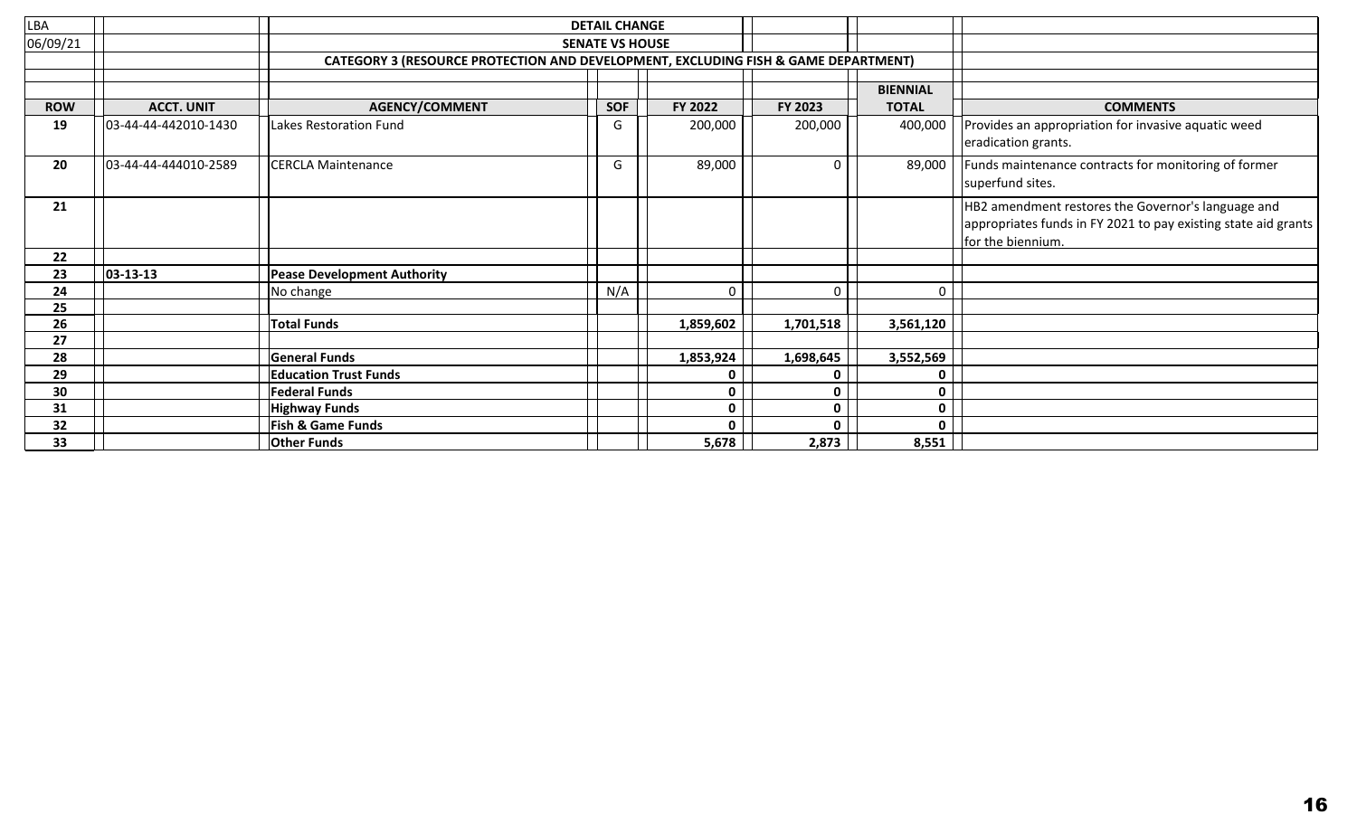LBA

06/09/21

DETAIL CHANGE

SENATE VS HOUSE

CATEGORY 3 (RESOURCE PROTECTION AND DEVELOPMENT, EXCLUDING FISH & GAME DEPARTMENT)

| ROW | ACCT. UNIT | AGENCY/COMMENT | SOF | FY 2022 | FY 2023 | BIENNIAL TOTAL | COMMENTS |
|---|---|---|---|---|---|---|---|
| 19 | 03-44-44-442010-1430 | Lakes Restoration Fund | G | 200,000 | 200,000 | 400,000 | Provides an appropriation for invasive aquatic weed eradication grants. |
| 20 | 03-44-44-444010-2589 | CERCLA Maintenance | G | 89,000 | 0 | 89,000 | Funds maintenance contracts for monitoring of former superfund sites. |
| 21 | | | | | | | HB2 amendment restores the Governor's language and appropriates funds in FY 2021 to pay existing state aid grants for the biennium. |
| 22 | | | | | | | |
| 23 | **03-13-13** | **Pease Development Authority** | | | | | |
| 24 | | No change | N/A | 0 | 0 | 0 | |
| 25 | | | | | | | |
| 26 | | **Total Funds** | | **1,859,602** | **1,701,518** | **3,561,120** | |
| 27 | | | | | | | |
| 28 | | **General Funds** | | **1,853,924** | **1,698,645** | **3,552,569** | |
| 29 | | **Education Trust Funds** | | **0** | **0** | **0** | |
| 30 | | **Federal Funds** | | **0** | **0** | **0** | |
| 31 | | **Highway Funds** | | **0** | **0** | **0** | |
| 32 | | **Fish & Game Funds** | | **0** | **0** | **0** | |
| 33 | | **Other Funds** | | **5,678** | **2,873** | **8,551** | |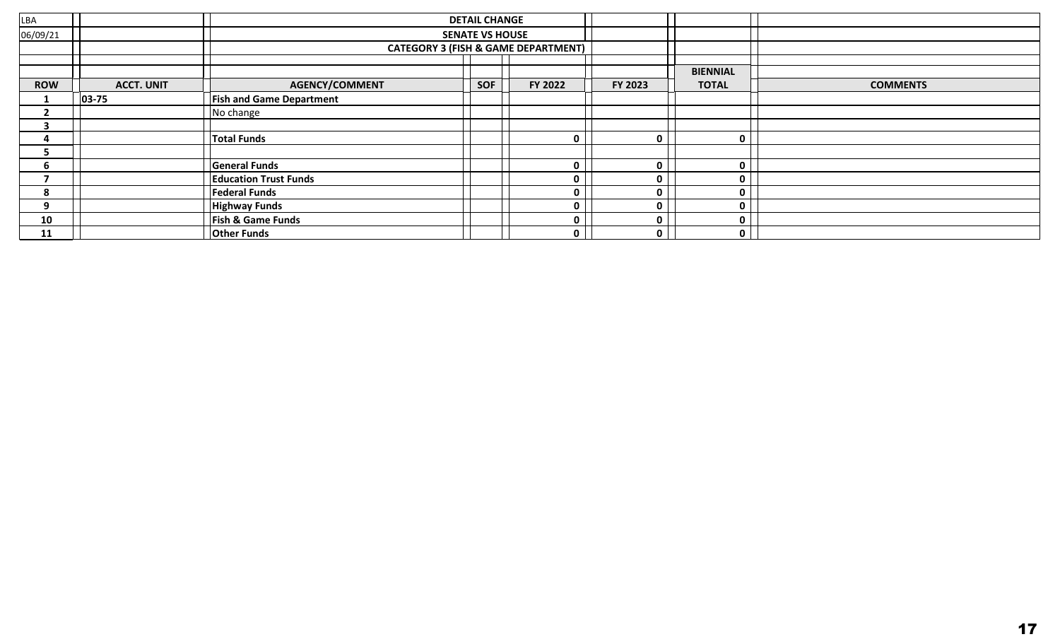| LBA | | DETAIL CHANGE | | | | | |
|---|---|---|---|---|---|---|---|
| 06/09/21 | | SENATE VS HOUSE | | | | | |
| | | CATEGORY 3 (FISH & GAME DEPARTMENT) | | | | | |
| | | | | | | BIENNIAL | |
| **ROW** | **ACCT. UNIT** | **AGENCY/COMMENT** | **SOF** | **FY 2022** | **FY 2023** | **TOTAL** | **COMMENTS** |
| 1 | 03-75 | **Fish and Game Department** | | | | | |
| 2 | | No change | | | | | |
| 3 | | | | | | | |
| 4 | | **Total Funds** | | 0 | 0 | 0 | |
| 5 | | | | | | | |
| 6 | | **General Funds** | | 0 | 0 | 0 | |
| 7 | | **Education Trust Funds** | | 0 | 0 | 0 | |
| 8 | | **Federal Funds** | | 0 | 0 | 0 | |
| 9 | | **Highway Funds** | | 0 | 0 | 0 | |
| 10 | | **Fish & Game Funds** | | 0 | 0 | 0 | |
| 11 | | **Other Funds** | | 0 | 0 | 0 | |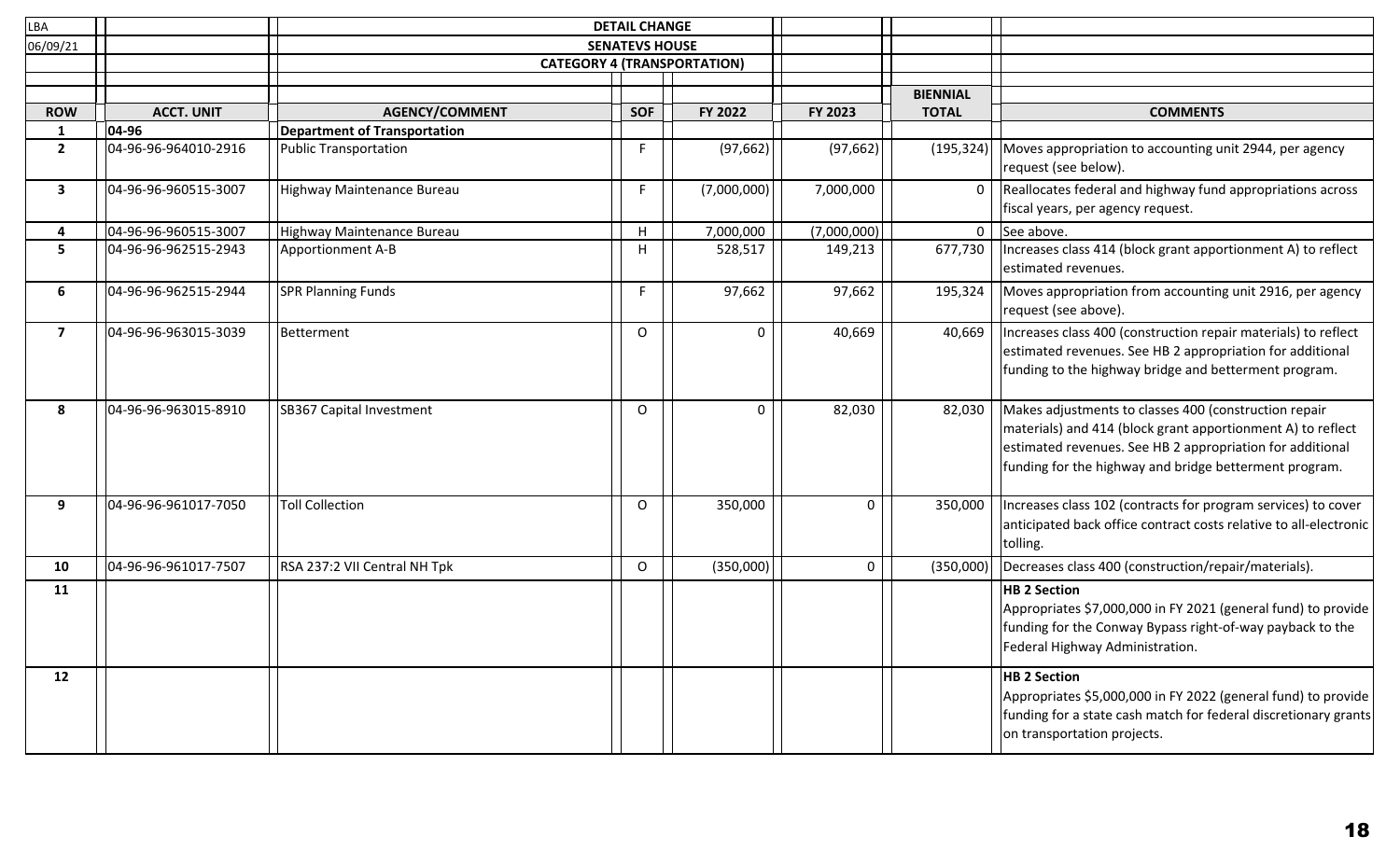LBA
06/09/21

DETAIL CHANGE
SENATEVS HOUSE
CATEGORY 4 (TRANSPORTATION)

| ROW | ACCT. UNIT | AGENCY/COMMENT | SOF | FY 2022 | FY 2023 | BIENNIAL TOTAL | COMMENTS |
|---|---|---|---|---|---|---|---|
| 1 | 04-96 | **Department of Transportation** | | | | | |
| 2 | 04-96-96-964010-2916 | Public Transportation | F | (97,662) | (97,662) | (195,324) | Moves appropriation to accounting unit 2944, per agency request (see below). |
| 3 | 04-96-96-960515-3007 | Highway Maintenance Bureau | F | (7,000,000) | 7,000,000 | 0 | Reallocates federal and highway fund appropriations across fiscal years, per agency request. |
| 4 | 04-96-96-960515-3007 | Highway Maintenance Bureau | H | 7,000,000 | (7,000,000) | 0 | See above. |
| 5 | 04-96-96-962515-2943 | Apportionment A-B | H | 528,517 | 149,213 | 677,730 | Increases class 414 (block grant apportionment A) to reflect estimated revenues. |
| 6 | 04-96-96-962515-2944 | SPR Planning Funds | F | 97,662 | 97,662 | 195,324 | Moves appropriation from accounting unit 2916, per agency request (see above). |
| 7 | 04-96-96-963015-3039 | Betterment | O | 0 | 40,669 | 40,669 | Increases class 400 (construction repair materials) to reflect estimated revenues. See HB 2 appropriation for additional funding to the highway bridge and betterment program. |
| 8 | 04-96-96-963015-8910 | SB367 Capital Investment | O | 0 | 82,030 | 82,030 | Makes adjustments to classes 400 (construction repair materials) and 414 (block grant apportionment A) to reflect estimated revenues. See HB 2 appropriation for additional funding for the highway and bridge betterment program. |
| 9 | 04-96-96-961017-7050 | Toll Collection | O | 350,000 | 0 | 350,000 | Increases class 102 (contracts for program services) to cover anticipated back office contract costs relative to all-electronic tolling. |
| 10 | 04-96-96-961017-7507 | RSA 237:2 VII Central NH Tpk | O | (350,000) | 0 | (350,000) | Decreases class 400 (construction/repair/materials). |
| 11 | | | | | | | **HB 2 Section** Appropriates $7,000,000 in FY 2021 (general fund) to provide funding for the Conway Bypass right-of-way payback to the Federal Highway Administration. |
| 12 | | | | | | | **HB 2 Section** Appropriates $5,000,000 in FY 2022 (general fund) to provide funding for a state cash match for federal discretionary grants on transportation projects. |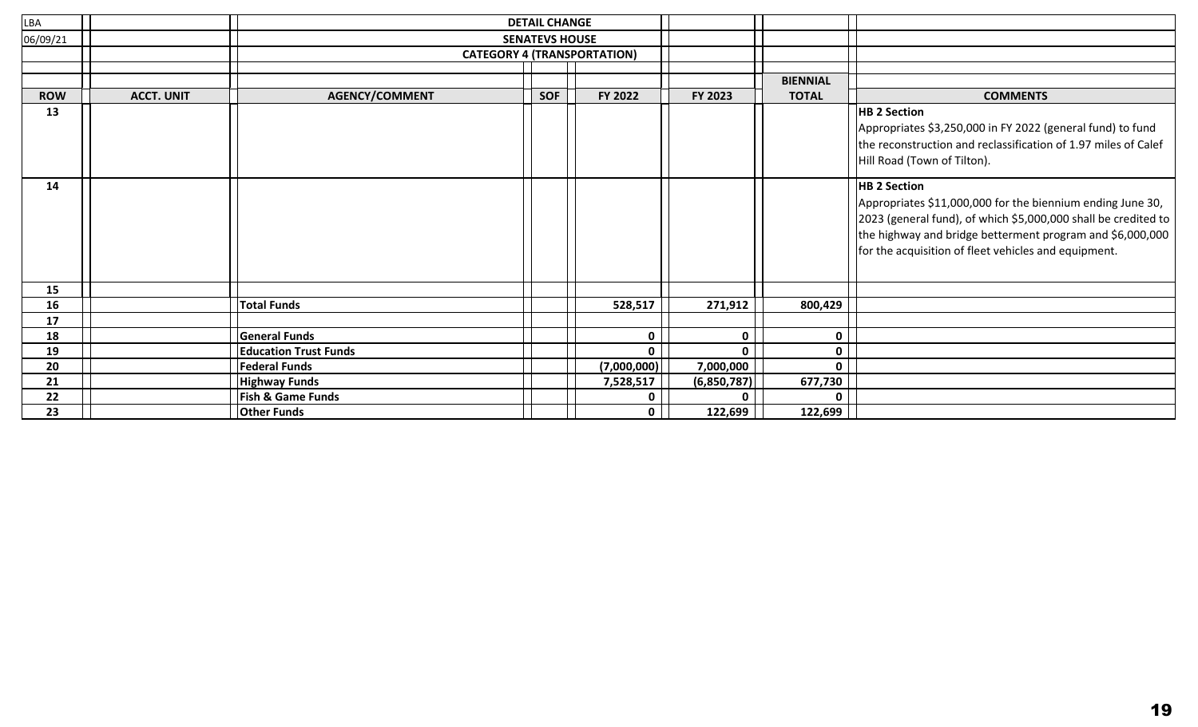LBA | DETAIL CHANGE

06/09/21 | SENATEVS HOUSE

CATEGORY 4 (TRANSPORTATION)

| ROW | ACCT. UNIT | AGENCY/COMMENT | SOF | FY 2022 | FY 2023 | BIENNIAL TOTAL | COMMENTS |
|---|---|---|---|---|---|---|---|
| 13 | | | | | | | **HB 2 Section** Appropriates $3,250,000 in FY 2022 (general fund) to fund the reconstruction and reclassification of 1.97 miles of Calef Hill Road (Town of Tilton). |
| 14 | | | | | | | **HB 2 Section** Appropriates $11,000,000 for the biennium ending June 30, 2023 (general fund), of which $5,000,000 shall be credited to the highway and bridge betterment program and $6,000,000 for the acquisition of fleet vehicles and equipment. |
| 15 | | | | | | | |
| 16 | | **Total Funds** | | **528,517** | **271,912** | **800,429** | |
| 17 | | | | | | | |
| 18 | | **General Funds** | | **0** | **0** | **0** | |
| 19 | | **Education Trust Funds** | | **0** | **0** | **0** | |
| 20 | | **Federal Funds** | | **(7,000,000)** | **7,000,000** | **0** | |
| 21 | | **Highway Funds** | | **7,528,517** | **(6,850,787)** | **677,730** | |
| 22 | | **Fish & Game Funds** | | **0** | **0** | **0** | |
| 23 | | **Other Funds** | | **0** | **122,699** | **122,699** | |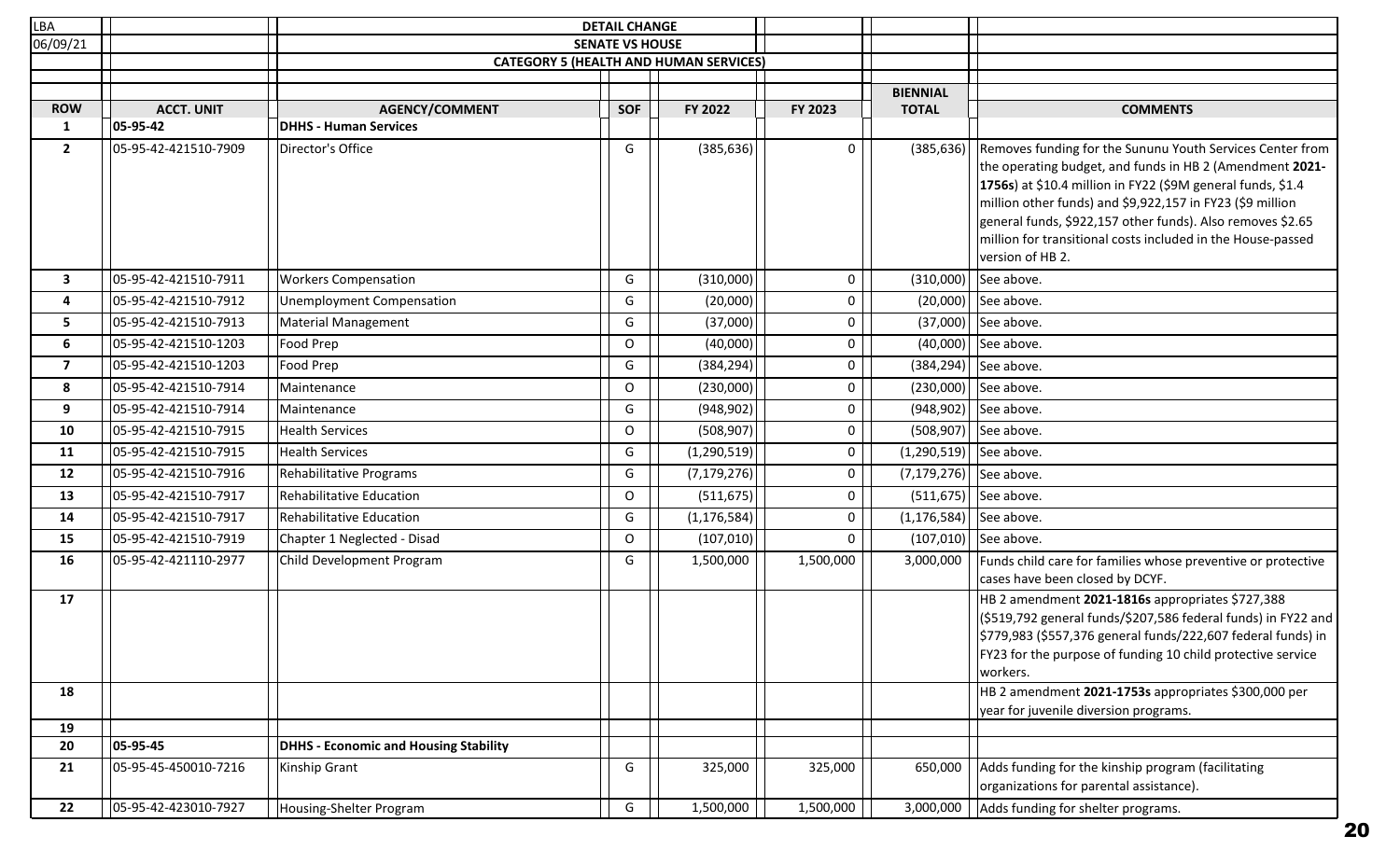| LBA | | DETAIL CHANGE | | | | | |
|---|---|---|---|---|---|---|---|
| 06/09/21 | | SENATE VS HOUSE | | | | | |
| | | CATEGORY 5 (HEALTH AND HUMAN SERVICES) | | | | | |
| **ROW** | **ACCT. UNIT** | **AGENCY/COMMENT** | **SOF** | **FY 2022** | **FY 2023** | **BIENNIAL TOTAL** | **COMMENTS** |
| **1** | **05-95-42** | **DHHS - Human Services** | | | | | |
| **2** | 05-95-42-421510-7909 | Director's Office | G | (385,636) | 0 | (385,636) | Removes funding for the Sununu Youth Services Center from the operating budget, and funds in HB 2 (Amendment **2021-1756s**) at $10.4 million in FY22 ($9M general funds, $1.4 million other funds) and $9,922,157 in FY23 ($9 million general funds, $922,157 other funds). Also removes $2.65 million for transitional costs included in the House-passed version of HB 2. |
| **3** | 05-95-42-421510-7911 | Workers Compensation | G | (310,000) | 0 | (310,000) | See above. |
| **4** | 05-95-42-421510-7912 | Unemployment Compensation | G | (20,000) | 0 | (20,000) | See above. |
| **5** | 05-95-42-421510-7913 | Material Management | G | (37,000) | 0 | (37,000) | See above. |
| **6** | 05-95-42-421510-1203 | Food Prep | O | (40,000) | 0 | (40,000) | See above. |
| **7** | 05-95-42-421510-1203 | Food Prep | G | (384,294) | 0 | (384,294) | See above. |
| **8** | 05-95-42-421510-7914 | Maintenance | O | (230,000) | 0 | (230,000) | See above. |
| **9** | 05-95-42-421510-7914 | Maintenance | G | (948,902) | 0 | (948,902) | See above. |
| **10** | 05-95-42-421510-7915 | Health Services | O | (508,907) | 0 | (508,907) | See above. |
| **11** | 05-95-42-421510-7915 | Health Services | G | (1,290,519) | 0 | (1,290,519) | See above. |
| **12** | 05-95-42-421510-7916 | Rehabilitative Programs | G | (7,179,276) | 0 | (7,179,276) | See above. |
| **13** | 05-95-42-421510-7917 | Rehabilitative Education | O | (511,675) | 0 | (511,675) | See above. |
| **14** | 05-95-42-421510-7917 | Rehabilitative Education | G | (1,176,584) | 0 | (1,176,584) | See above. |
| **15** | 05-95-42-421510-7919 | Chapter 1 Neglected - Disad | O | (107,010) | 0 | (107,010) | See above. |
| **16** | 05-95-42-421110-2977 | Child Development Program | G | 1,500,000 | 1,500,000 | 3,000,000 | Funds child care for families whose preventive or protective cases have been closed by DCYF. |
| **17** | | | | | | | HB 2 amendment **2021-1816s** appropriates $727,388 ($519,792 general funds/$207,586 federal funds) in FY22 and $779,983 ($557,376 general funds/222,607 federal funds) in FY23 for the purpose of funding 10 child protective service workers. |
| **18** | | | | | | | HB 2 amendment **2021-1753s** appropriates $300,000 per year for juvenile diversion programs. |
| **19** | | | | | | | |
| **20** | **05-95-45** | **DHHS - Economic and Housing Stability** | | | | | |
| **21** | 05-95-45-450010-7216 | Kinship Grant | G | 325,000 | 325,000 | 650,000 | Adds funding for the kinship program (facilitating organizations for parental assistance). |
| **22** | 05-95-42-423010-7927 | Housing-Shelter Program | G | 1,500,000 | 1,500,000 | 3,000,000 | Adds funding for shelter programs. |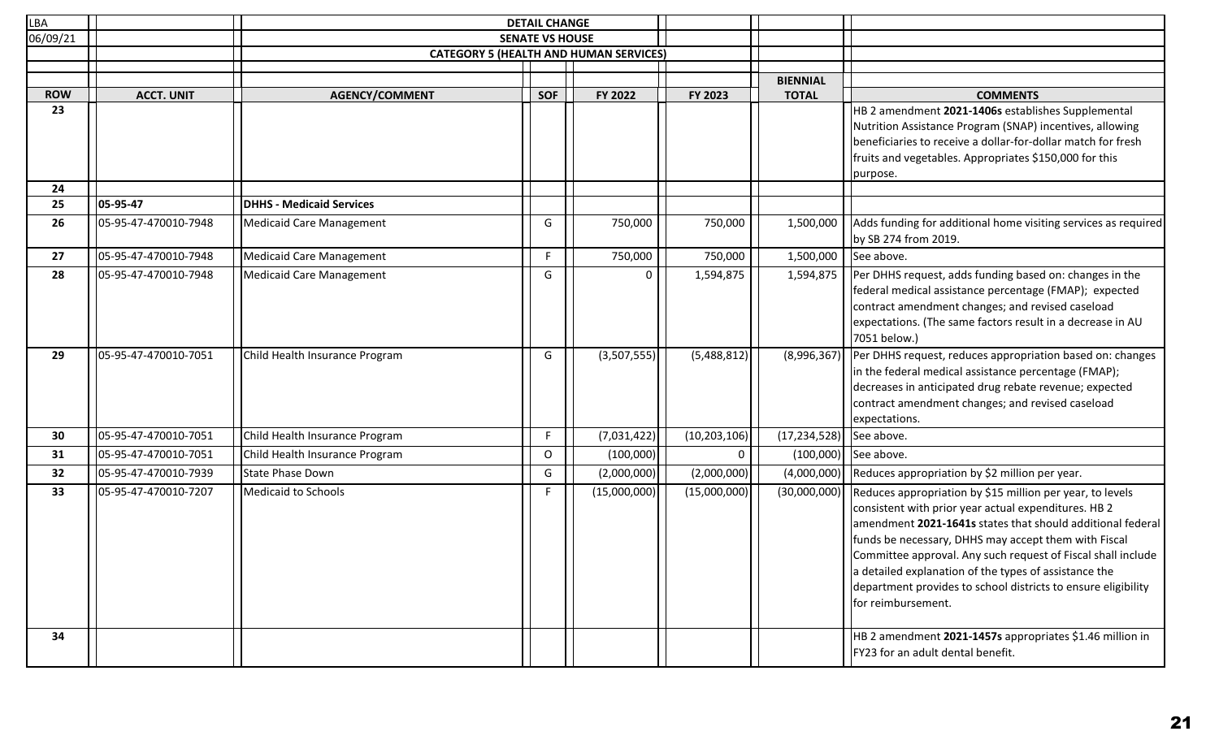| LBA | | DETAIL CHANGE | | | | | |
|---|---|---|---|---|---|---|---|
| 06/09/21 | | SENATE VS HOUSE | | | | | |
| | | CATEGORY 5 (HEALTH AND HUMAN SERVICES) | | | | | |
| | | | | | | BIENNIAL | |
| **ROW** | **ACCT. UNIT** | **AGENCY/COMMENT** | **SOF** | **FY 2022** | **FY 2023** | **TOTAL** | **COMMENTS** |
| 23 | | | | | | | HB 2 amendment **2021-1406s** establishes Supplemental Nutrition Assistance Program (SNAP) incentives, allowing beneficiaries to receive a dollar-for-dollar match for fresh fruits and vegetables. Appropriates $150,000 for this purpose. |
| 24 | | | | | | | |
| 25 | **05-95-47** | **DHHS - Medicaid Services** | | | | | |
| 26 | 05-95-47-470010-7948 | Medicaid Care Management | G | 750,000 | 750,000 | 1,500,000 | Adds funding for additional home visiting services as required by SB 274 from 2019. |
| 27 | 05-95-47-470010-7948 | Medicaid Care Management | F | 750,000 | 750,000 | 1,500,000 | See above. |
| 28 | 05-95-47-470010-7948 | Medicaid Care Management | G | 0 | 1,594,875 | 1,594,875 | Per DHHS request, adds funding based on: changes in the federal medical assistance percentage (FMAP); expected contract amendment changes; and revised caseload expectations. (The same factors result in a decrease in AU 7051 below.) |
| 29 | 05-95-47-470010-7051 | Child Health Insurance Program | G | (3,507,555) | (5,488,812) | (8,996,367) | Per DHHS request, reduces appropriation based on: changes in the federal medical assistance percentage (FMAP); decreases in anticipated drug rebate revenue; expected contract amendment changes; and revised caseload expectations. |
| 30 | 05-95-47-470010-7051 | Child Health Insurance Program | F | (7,031,422) | (10,203,106) | (17,234,528) | See above. |
| 31 | 05-95-47-470010-7051 | Child Health Insurance Program | O | (100,000) | 0 | (100,000) | See above. |
| 32 | 05-95-47-470010-7939 | State Phase Down | G | (2,000,000) | (2,000,000) | (4,000,000) | Reduces appropriation by $2 million per year. |
| 33 | 05-95-47-470010-7207 | Medicaid to Schools | F | (15,000,000) | (15,000,000) | (30,000,000) | Reduces appropriation by $15 million per year, to levels consistent with prior year actual expenditures. HB 2 amendment **2021-1641s** states that should additional federal funds be necessary, DHHS may accept them with Fiscal Committee approval. Any such request of Fiscal shall include a detailed explanation of the types of assistance the department provides to school districts to ensure eligibility for reimbursement. |
| 34 | | | | | | | HB 2 amendment **2021-1457s** appropriates $1.46 million in FY23 for an adult dental benefit. |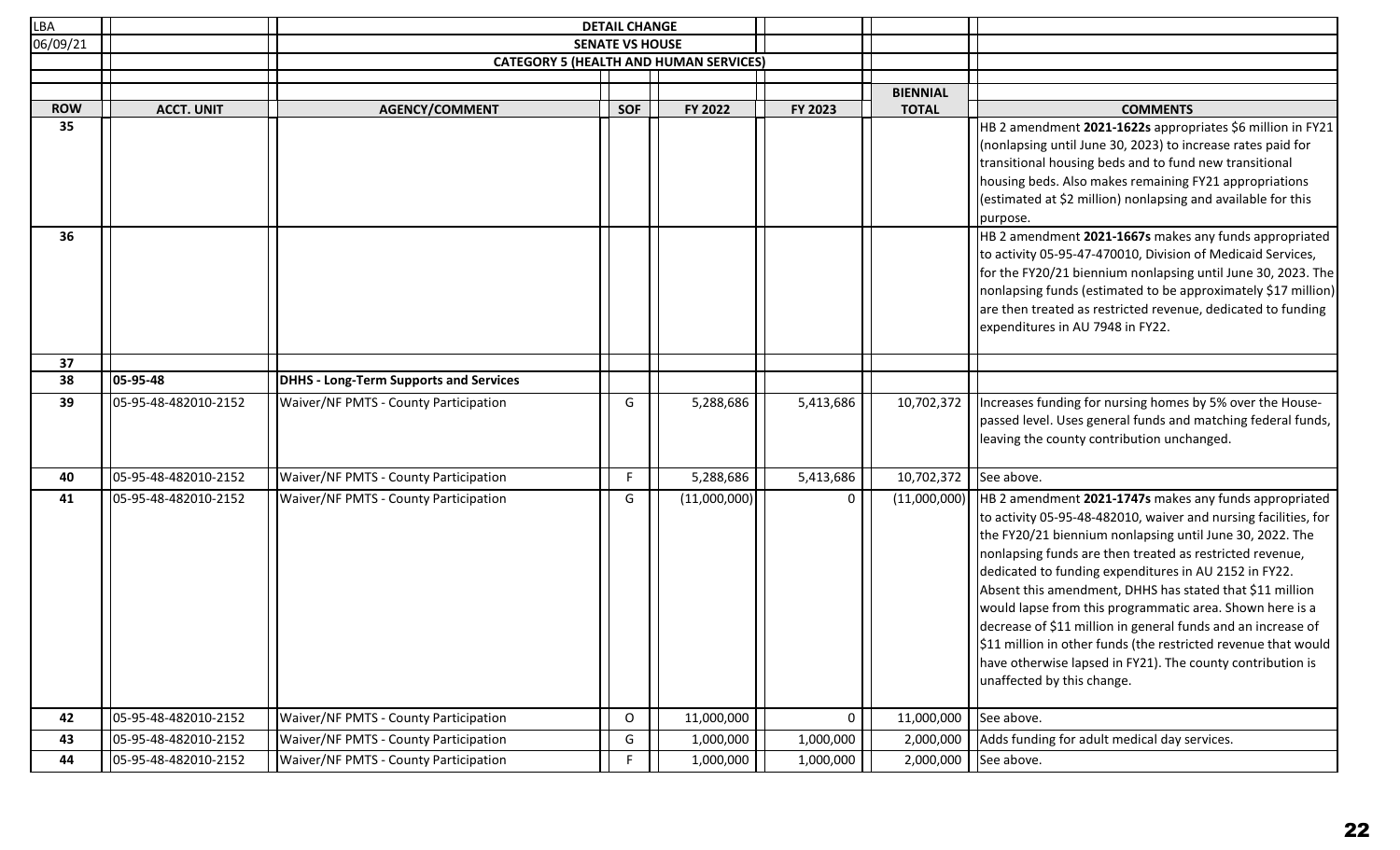| LBA | | DETAIL CHANGE | | | | | |
|---|---|---|---|---|---|---|---|
| 06/09/21 | | SENATE VS HOUSE | | | | | |
| | | CATEGORY 5 (HEALTH AND HUMAN SERVICES) | | | | | |
| | | | | | | BIENNIAL | |
| ROW | ACCT. UNIT | AGENCY/COMMENT | SOF | FY 2022 | FY 2023 | TOTAL | COMMENTS |
| 35 | | | | | | | HB 2 amendment **2021-1622s** appropriates $6 million in FY21 (nonlapsing until June 30, 2023) to increase rates paid for transitional housing beds and to fund new transitional housing beds. Also makes remaining FY21 appropriations (estimated at $2 million) nonlapsing and available for this purpose. |
| 36 | | | | | | | HB 2 amendment **2021-1667s** makes any funds appropriated to activity 05-95-47-470010, Division of Medicaid Services, for the FY20/21 biennium nonlapsing until June 30, 2023. The nonlapsing funds (estimated to be approximately $17 million) are then treated as restricted revenue, dedicated to funding expenditures in AU 7948 in FY22. |
| 37 | | | | | | | |
| 38 | **05-95-48** | **DHHS - Long-Term Supports and Services** | | | | | |
| 39 | 05-95-48-482010-2152 | Waiver/NF PMTS - County Participation | G | 5,288,686 | 5,413,686 | 10,702,372 | Increases funding for nursing homes by 5% over the House-passed level. Uses general funds and matching federal funds, leaving the county contribution unchanged. |
| 40 | 05-95-48-482010-2152 | Waiver/NF PMTS - County Participation | F | 5,288,686 | 5,413,686 | 10,702,372 | See above. |
| 41 | 05-95-48-482010-2152 | Waiver/NF PMTS - County Participation | G | (11,000,000) | 0 | (11,000,000) | HB 2 amendment **2021-1747s** makes any funds appropriated to activity 05-95-48-482010, waiver and nursing facilities, for the FY20/21 biennium nonlapsing until June 30, 2022. The nonlapsing funds are then treated as restricted revenue, dedicated to funding expenditures in AU 2152 in FY22. Absent this amendment, DHHS has stated that $11 million would lapse from this programmatic area. Shown here is a decrease of $11 million in general funds and an increase of $11 million in other funds (the restricted revenue that would have otherwise lapsed in FY21). The county contribution is unaffected by this change. |
| 42 | 05-95-48-482010-2152 | Waiver/NF PMTS - County Participation | O | 11,000,000 | 0 | 11,000,000 | See above. |
| 43 | 05-95-48-482010-2152 | Waiver/NF PMTS - County Participation | G | 1,000,000 | 1,000,000 | 2,000,000 | Adds funding for adult medical day services. |
| 44 | 05-95-48-482010-2152 | Waiver/NF PMTS - County Participation | F | 1,000,000 | 1,000,000 | 2,000,000 | See above. |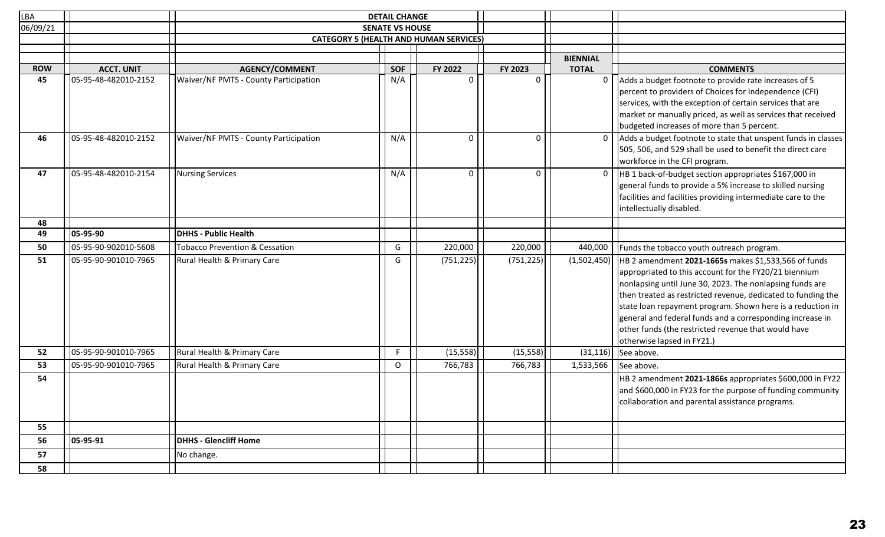LBA

06/09/21

**DETAIL CHANGE**

**SENATE VS HOUSE**

**CATEGORY 5 (HEALTH AND HUMAN SERVICES)**

| ROW | ACCT. UNIT | AGENCY/COMMENT | SOF | FY 2022 | FY 2023 | BIENNIAL TOTAL | COMMENTS |
|---|---|---|---|---|---|---|---|
| 45 | 05-95-48-482010-2152 | Waiver/NF PMTS - County Participation | N/A | 0 | 0 | 0 | Adds a budget footnote to provide rate increases of 5 percent to providers of Choices for Independence (CFI) services, with the exception of certain services that are market or manually priced, as well as services that received budgeted increases of more than 5 percent. |
| 46 | 05-95-48-482010-2152 | Waiver/NF PMTS - County Participation | N/A | 0 | 0 | 0 | Adds a budget footnote to state that unspent funds in classes 505, 506, and 529 shall be used to benefit the direct care workforce in the CFI program. |
| 47 | 05-95-48-482010-2154 | Nursing Services | N/A | 0 | 0 | 0 | HB 1 back-of-budget section appropriates $167,000 in general funds to provide a 5% increase to skilled nursing facilities and facilities providing intermediate care to the intellectually disabled. |
| 48 | | | | | | | |
| 49 | **05-95-90** | **DHHS - Public Health** | | | | | |
| 50 | 05-95-90-902010-5608 | Tobacco Prevention & Cessation | G | 220,000 | 220,000 | 440,000 | Funds the tobacco youth outreach program. |
| 51 | 05-95-90-901010-7965 | Rural Health & Primary Care | G | (751,225) | (751,225) | (1,502,450) | HB 2 amendment **2021-1665s** makes $1,533,566 of funds appropriated to this account for the FY20/21 biennium nonlapsing until June 30, 2023. The nonlapsing funds are then treated as restricted revenue, dedicated to funding the state loan repayment program. Shown here is a reduction in general and federal funds and a corresponding increase in other funds (the restricted revenue that would have otherwise lapsed in FY21.) |
| 52 | 05-95-90-901010-7965 | Rural Health & Primary Care | F | (15,558) | (15,558) | (31,116) | See above. |
| 53 | 05-95-90-901010-7965 | Rural Health & Primary Care | O | 766,783 | 766,783 | 1,533,566 | See above. |
| 54 | | | | | | | HB 2 amendment **2021-1866s** appropriates $600,000 in FY22 and $600,000 in FY23 for the purpose of funding community collaboration and parental assistance programs. |
| 55 | | | | | | | |
| 56 | **05-95-91** | **DHHS - Glencliff Home** | | | | | |
| 57 | | No change. | | | | | |
| 58 | | | | | | | |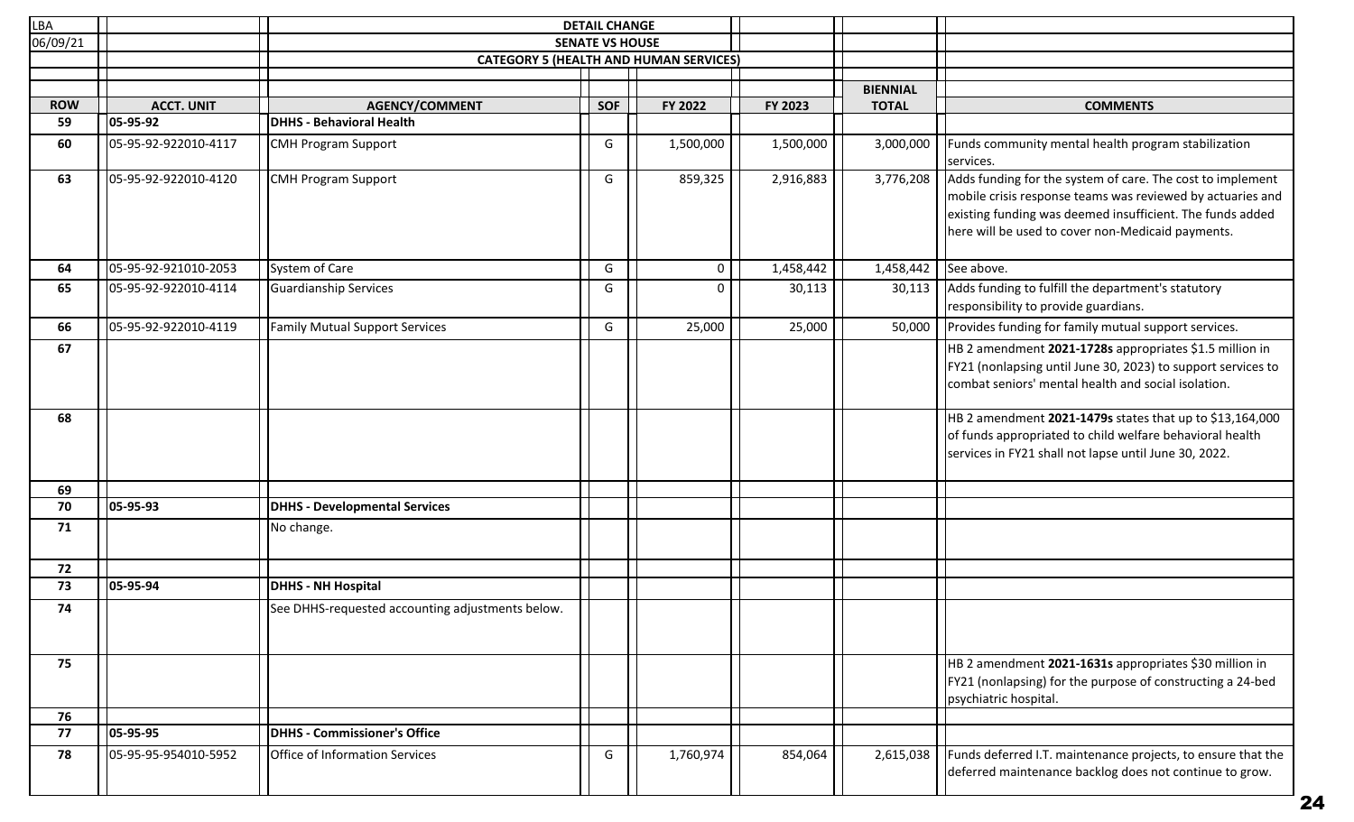| LBA | | DETAIL CHANGE | | | | | |
|---|---|---|---|---|---|---|---|
| 06/09/21 | | SENATE VS HOUSE | | | | | |
| | | CATEGORY 5 (HEALTH AND HUMAN SERVICES) | | | | | |
| **ROW** | **ACCT. UNIT** | **AGENCY/COMMENT** | **SOF** | **FY 2022** | **FY 2023** | **BIENNIAL TOTAL** | **COMMENTS** |
| 59 | 05-95-92 | **DHHS - Behavioral Health** | | | | | |
| 60 | 05-95-92-922010-4117 | CMH Program Support | G | 1,500,000 | 1,500,000 | 3,000,000 | Funds community mental health program stabilization services. |
| 63 | 05-95-92-922010-4120 | CMH Program Support | G | 859,325 | 2,916,883 | 3,776,208 | Adds funding for the system of care. The cost to implement mobile crisis response teams was reviewed by actuaries and existing funding was deemed insufficient. The funds added here will be used to cover non-Medicaid payments. |
| 64 | 05-95-92-921010-2053 | System of Care | G | 0 | 1,458,442 | 1,458,442 | See above. |
| 65 | 05-95-92-922010-4114 | Guardianship Services | G | 0 | 30,113 | 30,113 | Adds funding to fulfill the department's statutory responsibility to provide guardians. |
| 66 | 05-95-92-922010-4119 | Family Mutual Support Services | G | 25,000 | 25,000 | 50,000 | Provides funding for family mutual support services. |
| 67 | | | | | | | HB 2 amendment **2021-1728s** appropriates $1.5 million in FY21 (nonlapsing until June 30, 2023) to support services to combat seniors' mental health and social isolation. |
| 68 | | | | | | | HB 2 amendment **2021-1479s** states that up to $13,164,000 of funds appropriated to child welfare behavioral health services in FY21 shall not lapse until June 30, 2022. |
| 69 | | | | | | | |
| 70 | 05-95-93 | **DHHS - Developmental Services** | | | | | |
| 71 | | No change. | | | | | |
| 72 | | | | | | | |
| 73 | 05-95-94 | **DHHS - NH Hospital** | | | | | |
| 74 | | See DHHS-requested accounting adjustments below. | | | | | |
| 75 | | | | | | | HB 2 amendment **2021-1631s** appropriates $30 million in FY21 (nonlapsing) for the purpose of constructing a 24-bed psychiatric hospital. |
| 76 | | | | | | | |
| 77 | 05-95-95 | **DHHS - Commissioner's Office** | | | | | |
| 78 | 05-95-95-954010-5952 | Office of Information Services | G | 1,760,974 | 854,064 | 2,615,038 | Funds deferred I.T. maintenance projects, to ensure that the deferred maintenance backlog does not continue to grow. |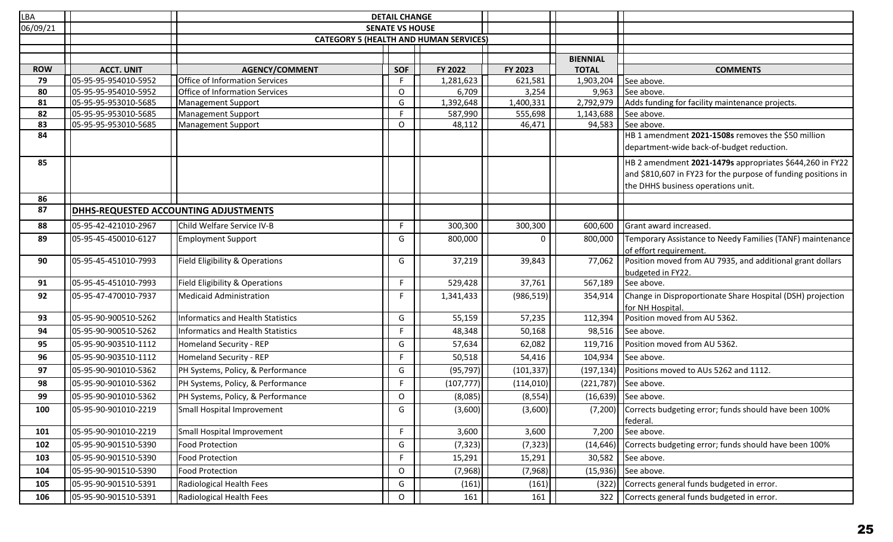LBA | DETAIL CHANGE
06/09/21 | SENATE VS HOUSE

CATEGORY 5 (HEALTH AND HUMAN SERVICES)

| ROW | ACCT. UNIT | AGENCY/COMMENT | SOF | FY 2022 | FY 2023 | BIENNIAL TOTAL | COMMENTS |
|---|---|---|---|---|---|---|---|
| 79 | 05-95-95-954010-5952 | Office of Information Services | F | 1,281,623 | 621,581 | 1,903,204 | See above. |
| 80 | 05-95-95-954010-5952 | Office of Information Services | O | 6,709 | 3,254 | 9,963 | See above. |
| 81 | 05-95-95-953010-5685 | Management Support | G | 1,392,648 | 1,400,331 | 2,792,979 | Adds funding for facility maintenance projects. |
| 82 | 05-95-95-953010-5685 | Management Support | F | 587,990 | 555,698 | 1,143,688 | See above. |
| 83 | 05-95-95-953010-5685 | Management Support | O | 48,112 | 46,471 | 94,583 | See above. |
| 84 | | | | | | | HB 1 amendment **2021-1508s** removes the $50 million department-wide back-of-budget reduction. |
| 85 | | | | | | | HB 2 amendment **2021-1479s** appropriates $644,260 in FY22 and $810,607 in FY23 for the purpose of funding positions in the DHHS business operations unit. |
| 86 | | | | | | | |
| 87 | **DHHS-REQUESTED ACCOUNTING ADJUSTMENTS** | | | | | | |
| 88 | 05-95-42-421010-2967 | Child Welfare Service IV-B | F | 300,300 | 300,300 | 600,600 | Grant award increased. |
| 89 | 05-95-45-450010-6127 | Employment Support | G | 800,000 | 0 | 800,000 | Temporary Assistance to Needy Families (TANF) maintenance of effort requirement. |
| 90 | 05-95-45-451010-7993 | Field Eligibility & Operations | G | 37,219 | 39,843 | 77,062 | Position moved from AU 7935, and additional grant dollars budgeted in FY22. |
| 91 | 05-95-45-451010-7993 | Field Eligibility & Operations | F | 529,428 | 37,761 | 567,189 | See above. |
| 92 | 05-95-47-470010-7937 | Medicaid Administration | F | 1,341,433 | (986,519) | 354,914 | Change in Disproportionate Share Hospital (DSH) projection for NH Hospital. |
| 93 | 05-95-90-900510-5262 | Informatics and Health Statistics | G | 55,159 | 57,235 | 112,394 | Position moved from AU 5362. |
| 94 | 05-95-90-900510-5262 | Informatics and Health Statistics | F | 48,348 | 50,168 | 98,516 | See above. |
| 95 | 05-95-90-903510-1112 | Homeland Security - REP | G | 57,634 | 62,082 | 119,716 | Position moved from AU 5362. |
| 96 | 05-95-90-903510-1112 | Homeland Security - REP | F | 50,518 | 54,416 | 104,934 | See above. |
| 97 | 05-95-90-901010-5362 | PH Systems, Policy, & Performance | G | (95,797) | (101,337) | (197,134) | Positions moved to AUs 5262 and 1112. |
| 98 | 05-95-90-901010-5362 | PH Systems, Policy, & Performance | F | (107,777) | (114,010) | (221,787) | See above. |
| 99 | 05-95-90-901010-5362 | PH Systems, Policy, & Performance | O | (8,085) | (8,554) | (16,639) | See above. |
| 100 | 05-95-90-901010-2219 | Small Hospital Improvement | G | (3,600) | (3,600) | (7,200) | Corrects budgeting error; funds should have been 100% federal. |
| 101 | 05-95-90-901010-2219 | Small Hospital Improvement | F | 3,600 | 3,600 | 7,200 | See above. |
| 102 | 05-95-90-901510-5390 | Food Protection | G | (7,323) | (7,323) | (14,646) | Corrects budgeting error; funds should have been 100% |
| 103 | 05-95-90-901510-5390 | Food Protection | F | 15,291 | 15,291 | 30,582 | See above. |
| 104 | 05-95-90-901510-5390 | Food Protection | O | (7,968) | (7,968) | (15,936) | See above. |
| 105 | 05-95-90-901510-5391 | Radiological Health Fees | G | (161) | (161) | (322) | Corrects general funds budgeted in error. |
| 106 | 05-95-90-901510-5391 | Radiological Health Fees | O | 161 | 161 | 322 | Corrects general funds budgeted in error. |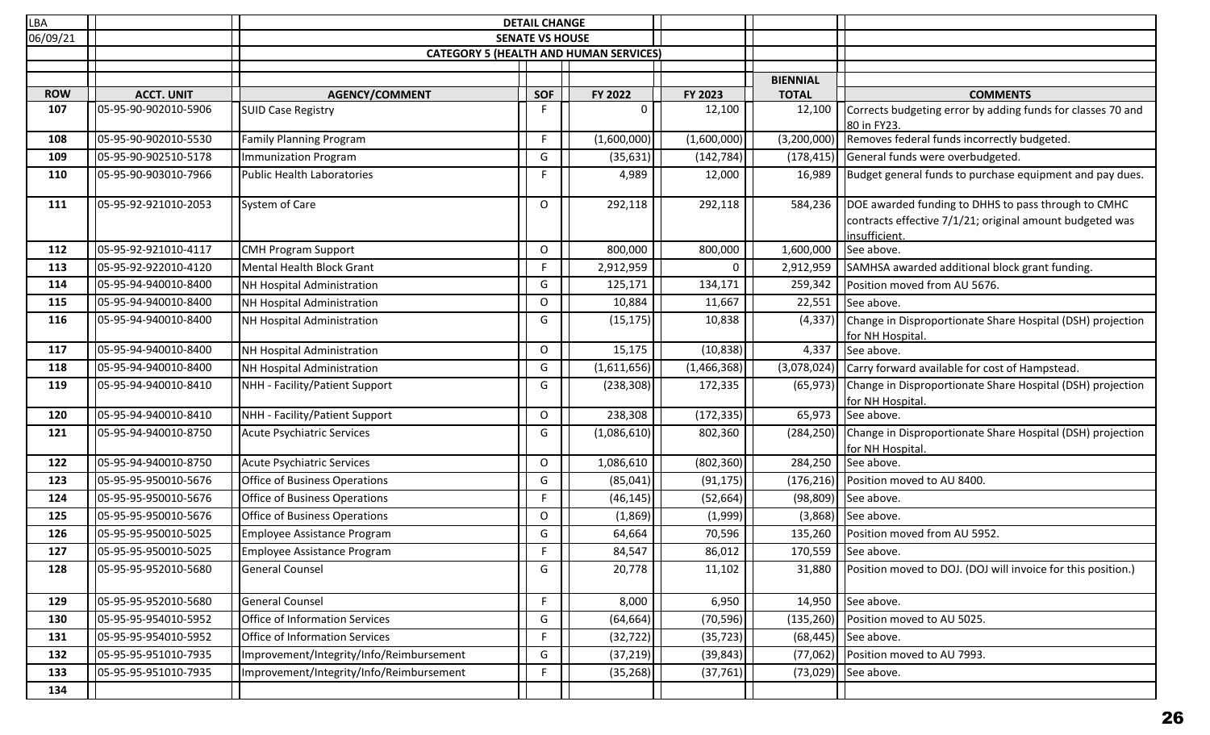LBA

06/09/21

**DETAIL CHANGE**

**SENATE VS HOUSE**

**CATEGORY 5 (HEALTH AND HUMAN SERVICES)**

| ROW | ACCT. UNIT | AGENCY/COMMENT | SOF | FY 2022 | FY 2023 | BIENNIAL TOTAL | COMMENTS |
|---|---|---|---|---|---|---|---|
| 107 | 05-95-90-902010-5906 | SUID Case Registry | F | 0 | 12,100 | 12,100 | Corrects budgeting error by adding funds for classes 70 and 80 in FY23. |
| 108 | 05-95-90-902010-5530 | Family Planning Program | F | (1,600,000) | (1,600,000) | (3,200,000) | Removes federal funds incorrectly budgeted. |
| 109 | 05-95-90-902510-5178 | Immunization Program | G | (35,631) | (142,784) | (178,415) | General funds were overbudgeted. |
| 110 | 05-95-90-903010-7966 | Public Health Laboratories | F | 4,989 | 12,000 | 16,989 | Budget general funds to purchase equipment and pay dues. |
| 111 | 05-95-92-921010-2053 | System of Care | O | 292,118 | 292,118 | 584,236 | DOE awarded funding to DHHS to pass through to CMHC contracts effective 7/1/21; original amount budgeted was insufficient. |
| 112 | 05-95-92-921010-4117 | CMH Program Support | O | 800,000 | 800,000 | 1,600,000 | See above. |
| 113 | 05-95-92-922010-4120 | Mental Health Block Grant | F | 2,912,959 | 0 | 2,912,959 | SAMHSA awarded additional block grant funding. |
| 114 | 05-95-94-940010-8400 | NH Hospital Administration | G | 125,171 | 134,171 | 259,342 | Position moved from AU 5676. |
| 115 | 05-95-94-940010-8400 | NH Hospital Administration | O | 10,884 | 11,667 | 22,551 | See above. |
| 116 | 05-95-94-940010-8400 | NH Hospital Administration | G | (15,175) | 10,838 | (4,337) | Change in Disproportionate Share Hospital (DSH) projection for NH Hospital. |
| 117 | 05-95-94-940010-8400 | NH Hospital Administration | O | 15,175 | (10,838) | 4,337 | See above. |
| 118 | 05-95-94-940010-8400 | NH Hospital Administration | G | (1,611,656) | (1,466,368) | (3,078,024) | Carry forward available for cost of Hampstead. |
| 119 | 05-95-94-940010-8410 | NHH - Facility/Patient Support | G | (238,308) | 172,335 | (65,973) | Change in Disproportionate Share Hospital (DSH) projection for NH Hospital. |
| 120 | 05-95-94-940010-8410 | NHH - Facility/Patient Support | O | 238,308 | (172,335) | 65,973 | See above. |
| 121 | 05-95-94-940010-8750 | Acute Psychiatric Services | G | (1,086,610) | 802,360 | (284,250) | Change in Disproportionate Share Hospital (DSH) projection for NH Hospital. |
| 122 | 05-95-94-940010-8750 | Acute Psychiatric Services | O | 1,086,610 | (802,360) | 284,250 | See above. |
| 123 | 05-95-95-950010-5676 | Office of Business Operations | G | (85,041) | (91,175) | (176,216) | Position moved to AU 8400. |
| 124 | 05-95-95-950010-5676 | Office of Business Operations | F | (46,145) | (52,664) | (98,809) | See above. |
| 125 | 05-95-95-950010-5676 | Office of Business Operations | O | (1,869) | (1,999) | (3,868) | See above. |
| 126 | 05-95-95-950010-5025 | Employee Assistance Program | G | 64,664 | 70,596 | 135,260 | Position moved from AU 5952. |
| 127 | 05-95-95-950010-5025 | Employee Assistance Program | F | 84,547 | 86,012 | 170,559 | See above. |
| 128 | 05-95-95-952010-5680 | General Counsel | G | 20,778 | 11,102 | 31,880 | Position moved to DOJ. (DOJ will invoice for this position.) |
| 129 | 05-95-95-952010-5680 | General Counsel | F | 8,000 | 6,950 | 14,950 | See above. |
| 130 | 05-95-95-954010-5952 | Office of Information Services | G | (64,664) | (70,596) | (135,260) | Position moved to AU 5025. |
| 131 | 05-95-95-954010-5952 | Office of Information Services | F | (32,722) | (35,723) | (68,445) | See above. |
| 132 | 05-95-95-951010-7935 | Improvement/Integrity/Info/Reimbursement | G | (37,219) | (39,843) | (77,062) | Position moved to AU 7993. |
| 133 | 05-95-95-951010-7935 | Improvement/Integrity/Info/Reimbursement | F | (35,268) | (37,761) | (73,029) | See above. |
| 134 | | | | | | | |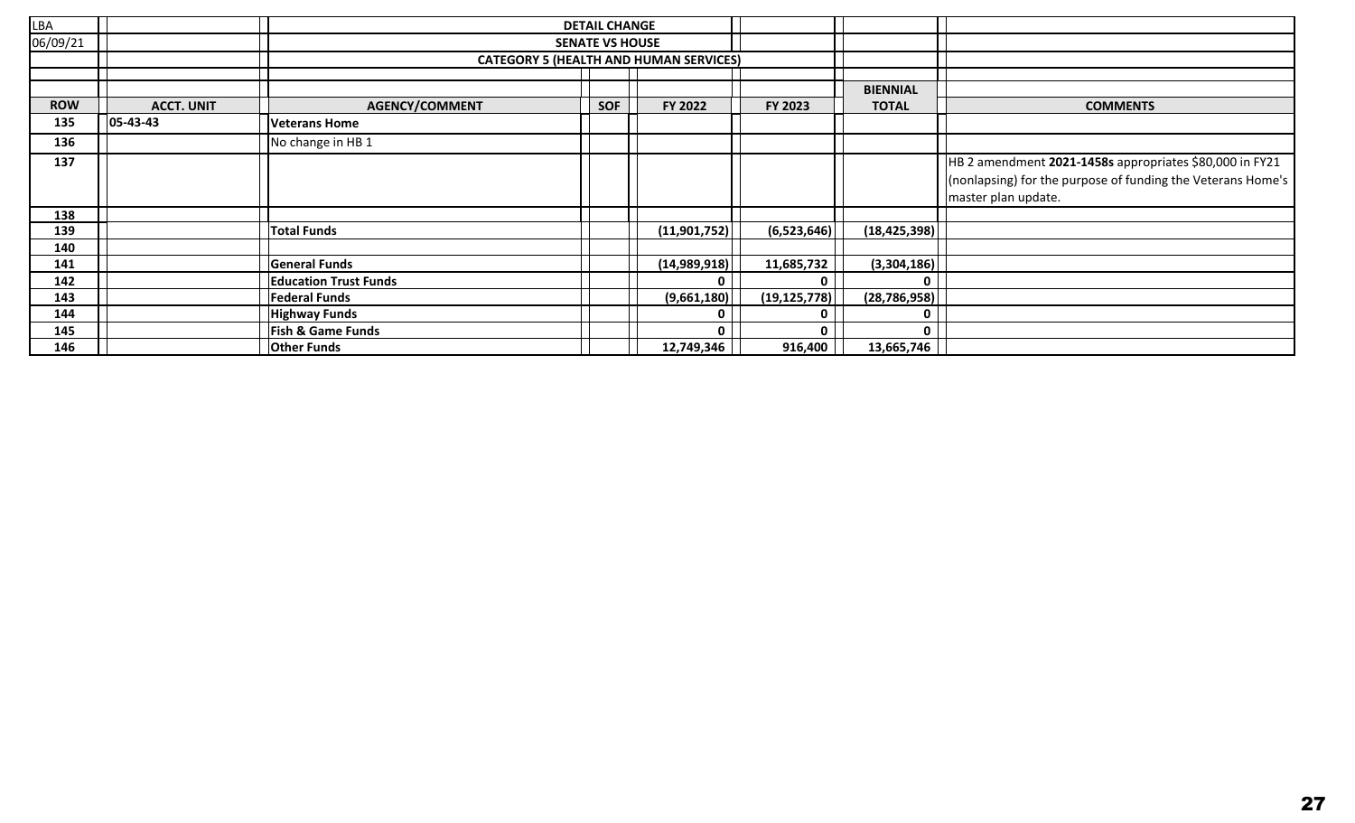| LBA | | DETAIL CHANGE | | | | | |
|---|---|---|---|---|---|---|---|
| 06/09/21 | | SENATE VS HOUSE | | | | | |
| | | CATEGORY 5 (HEALTH AND HUMAN SERVICES) | | | | | |
| | | | | | | BIENNIAL | |
| **ROW** | **ACCT. UNIT** | **AGENCY/COMMENT** | **SOF** | **FY 2022** | **FY 2023** | **TOTAL** | **COMMENTS** |
| **135** | **05-43-43** | **Veterans Home** | | | | | |
| **136** | | No change in HB 1 | | | | | |
| **137** | | | | | | | HB 2 amendment **2021-1458s** appropriates $80,000 in FY21 (nonlapsing) for the purpose of funding the Veterans Home's master plan update. |
| **138** | | | | | | | |
| **139** | | **Total Funds** | | **(11,901,752)** | **(6,523,646)** | **(18,425,398)** | |
| **140** | | | | | | | |
| **141** | | **General Funds** | | **(14,989,918)** | **11,685,732** | **(3,304,186)** | |
| **142** | | **Education Trust Funds** | | **0** | **0** | **0** | |
| **143** | | **Federal Funds** | | **(9,661,180)** | **(19,125,778)** | **(28,786,958)** | |
| **144** | | **Highway Funds** | | **0** | **0** | **0** | |
| **145** | | **Fish & Game Funds** | | **0** | **0** | **0** | |
| **146** | | **Other Funds** | | **12,749,346** | **916,400** | **13,665,746** | |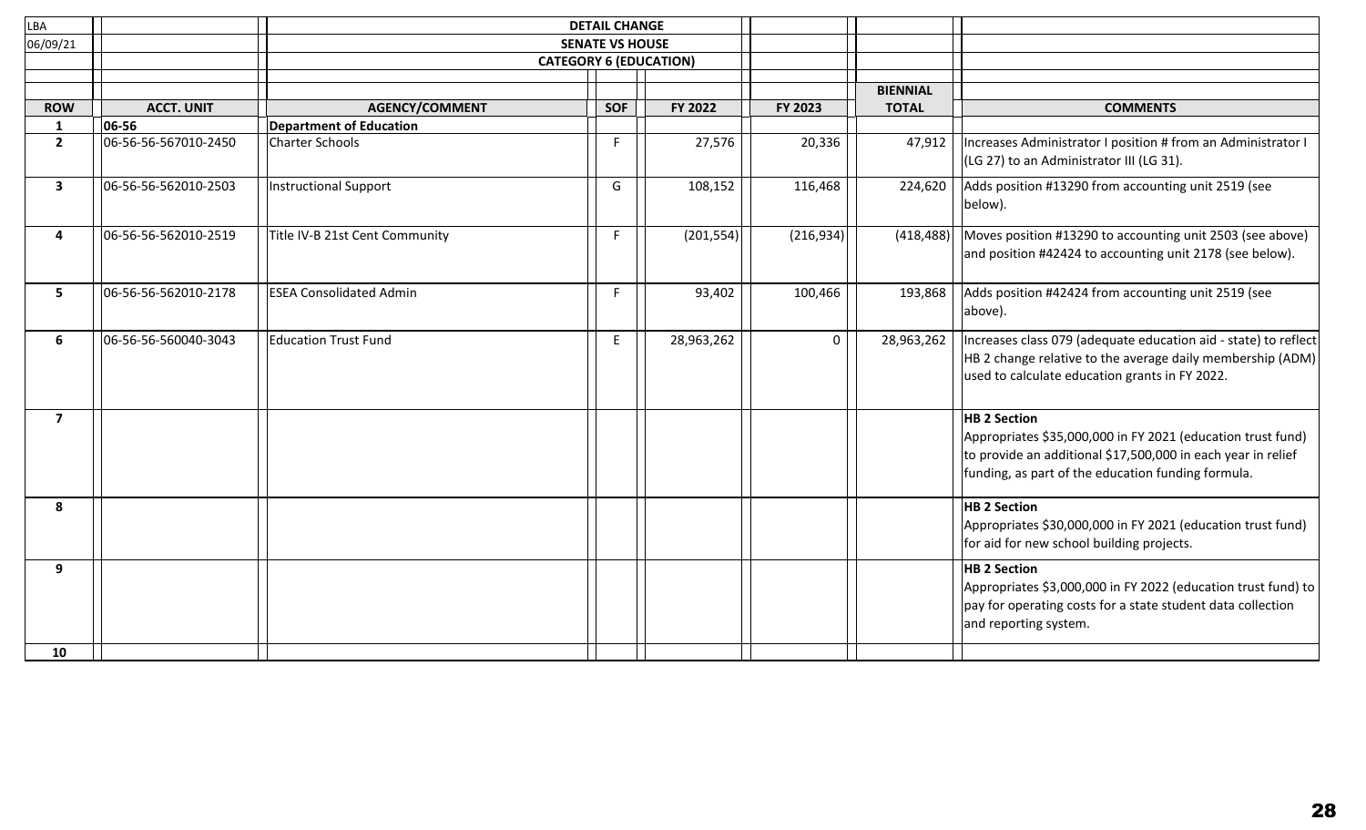LBA
06/09/21

**DETAIL CHANGE**
**SENATE VS HOUSE**
**CATEGORY 6 (EDUCATION)**

| ROW | ACCT. UNIT | AGENCY/COMMENT | SOF | FY 2022 | FY 2023 | BIENNIAL TOTAL | COMMENTS |
|---|---|---|---|---|---|---|---|
| 1 | 06-56 | **Department of Education** | | | | | |
| 2 | 06-56-56-567010-2450 | Charter Schools | F | 27,576 | 20,336 | 47,912 | Increases Administrator I position # from an Administrator I (LG 27) to an Administrator III (LG 31). |
| 3 | 06-56-56-562010-2503 | Instructional Support | G | 108,152 | 116,468 | 224,620 | Adds position #13290 from accounting unit 2519 (see below). |
| 4 | 06-56-56-562010-2519 | Title IV-B 21st Cent Community | F | (201,554) | (216,934) | (418,488) | Moves position #13290 to accounting unit 2503 (see above) and position #42424 to accounting unit 2178 (see below). |
| 5 | 06-56-56-562010-2178 | ESEA Consolidated Admin | F | 93,402 | 100,466 | 193,868 | Adds position #42424 from accounting unit 2519 (see above). |
| 6 | 06-56-56-560040-3043 | Education Trust Fund | E | 28,963,262 | 0 | 28,963,262 | Increases class 079 (adequate education aid - state) to reflect HB 2 change relative to the average daily membership (ADM) used to calculate education grants in FY 2022. |
| 7 | | | | | | | **HB 2 Section** Appropriates $35,000,000 in FY 2021 (education trust fund) to provide an additional $17,500,000 in each year in relief funding, as part of the education funding formula. |
| 8 | | | | | | | **HB 2 Section** Appropriates $30,000,000 in FY 2021 (education trust fund) for aid for new school building projects. |
| 9 | | | | | | | **HB 2 Section** Appropriates $3,000,000 in FY 2022 (education trust fund) to pay for operating costs for a state student data collection and reporting system. |
| 10 | | | | | | | |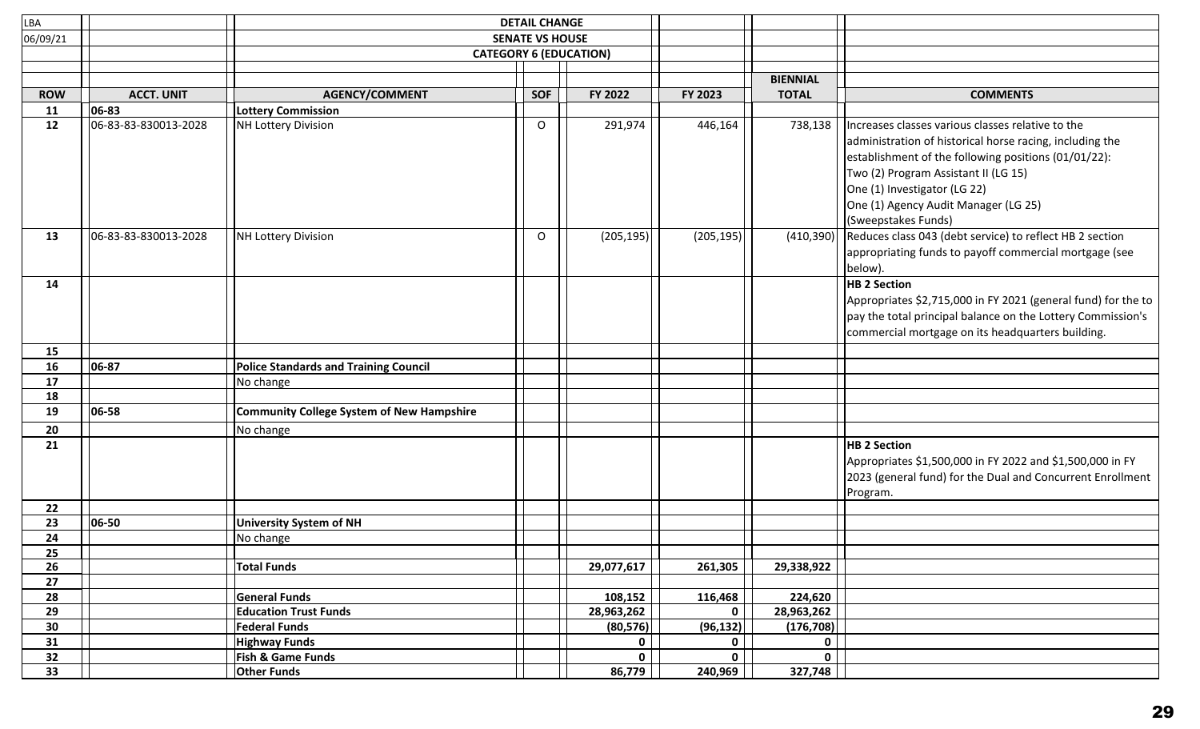LBA

06/09/21

**DETAIL CHANGE**
**SENATE VS HOUSE**
**CATEGORY 6 (EDUCATION)**

| ROW | ACCT. UNIT | AGENCY/COMMENT | SOF | FY 2022 | FY 2023 | BIENNIAL TOTAL | COMMENTS |
|---|---|---|---|---|---|---|---|
| 11 | **06-83** | **Lottery Commission** | | | | | |
| 12 | 06-83-83-830013-2028 | NH Lottery Division | O | 291,974 | 446,164 | 738,138 | Increases classes various classes relative to the administration of historical horse racing, including the establishment of the following positions (01/01/22): Two (2) Program Assistant II (LG 15) One (1) Investigator (LG 22) One (1) Agency Audit Manager (LG 25) (Sweepstakes Funds) |
| 13 | 06-83-83-830013-2028 | NH Lottery Division | O | (205,195) | (205,195) | (410,390) | Reduces class 043 (debt service) to reflect HB 2 section appropriating funds to payoff commercial mortgage (see below). |
| 14 | | | | | | | **HB 2 Section** Appropriates $2,715,000 in FY 2021 (general fund) for the to pay the total principal balance on the Lottery Commission's commercial mortgage on its headquarters building. |
| 15 | | | | | | | |
| 16 | **06-87** | **Police Standards and Training Council** | | | | | |
| 17 | | No change | | | | | |
| 18 | | | | | | | |
| 19 | **06-58** | **Community College System of New Hampshire** | | | | | |
| 20 | | No change | | | | | |
| 21 | | | | | | | **HB 2 Section** Appropriates $1,500,000 in FY 2022 and $1,500,000 in FY 2023 (general fund) for the Dual and Concurrent Enrollment Program. |
| 22 | | | | | | | |
| 23 | **06-50** | **University System of NH** | | | | | |
| 24 | | No change | | | | | |
| 25 | | | | | | | |
| 26 | | **Total Funds** | | **29,077,617** | **261,305** | **29,338,922** | |
| 27 | | | | | | | |
| 28 | | **General Funds** | | **108,152** | **116,468** | **224,620** | |
| 29 | | **Education Trust Funds** | | **28,963,262** | **0** | **28,963,262** | |
| 30 | | **Federal Funds** | | **(80,576)** | **(96,132)** | **(176,708)** | |
| 31 | | **Highway Funds** | | **0** | **0** | **0** | |
| 32 | | **Fish & Game Funds** | | **0** | **0** | **0** | |
| 33 | | **Other Funds** | | **86,779** | **240,969** | **327,748** | |